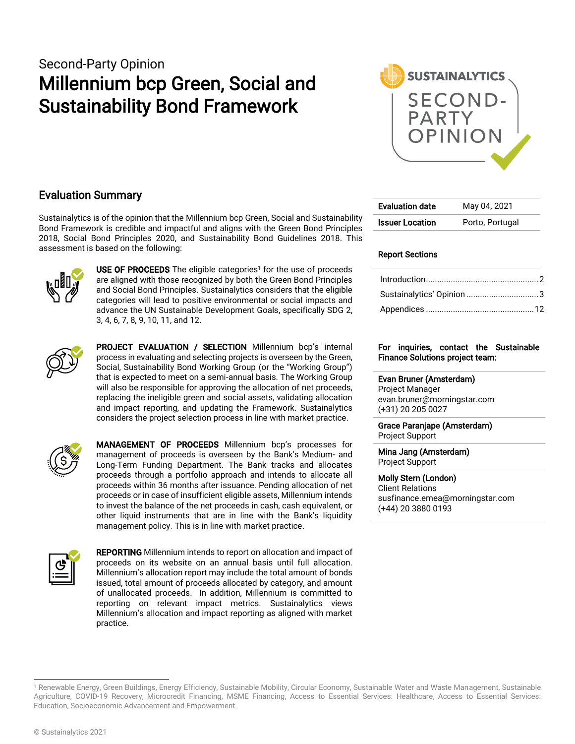Second-Party Opinion

# Millennium bcp Green, Social and Sustainability Bond Framework

## Evaluation Summary

Sustainalytics is of the opinion that the Millennium bcp Green, Social and Sustainability Bond Framework is credible and impactful and aligns with the Green Bond Principles 2018, Social Bond Principles 2020, and Sustainability Bond Guidelines 2018. This assessment is based on the following:

**USE OF PROCEEDS** The eligible categories[1] for the use of proceeds are aligned with those recognized by both the Green Bond Principles and Social Bond Principles. Sustainalytics considers that the eligible categories will lead to positive environmental or social impacts and advance the UN Sustainable Development Goals, specifically SDG 2, 3, 4, 6, 7, 8, 9, 10, 11, and 12.

**PROJECT EVALUATION / SELECTION** Millennium bcp's internal process in evaluating and selecting projects is overseen by the Green, Social, Sustainability Bond Working Group (or the "Working Group") that is expected to meet on a semi-annual basis. The Working Group will also be responsible for approving the allocation of net proceeds, replacing the ineligible green and social assets, validating allocation and impact reporting, and updating the Framework. Sustainalytics considers the project selection process in line with market practice.

**MANAGEMENT OF PROCEEDS** Millennium bcp's processes for management of proceeds is overseen by the Bank's Medium- and Long-Term Funding Department. The Bank tracks and allocates proceeds through a portfolio approach and intends to allocate all proceeds within 36 months after issuance. Pending allocation of net proceeds or in case of insufficient eligible assets, Millennium intends to invest the balance of the net proceeds in cash, cash equivalent, or other liquid instruments that are in line with the Bank's liquidity management policy. This is in line with market practice.

**REPORTING** Millennium intends to report on allocation and impact of proceeds on its website on an annual basis until full allocation. Millennium's allocation report may include the total amount of bonds issued, total amount of proceeds allocated by category, and amount of unallocated proceeds. In addition, Millennium is committed to reporting on relevant impact metrics. Sustainalytics views Millennium's allocation and impact reporting as aligned with market practice.

| | |
|---|---|
| **Evaluation date** | May 04, 2021 |
| **Issuer Location** | Porto, Portugal |

**Report Sections**

- Introduction .......... 2
- Sustainalytics' Opinion .......... 3
- Appendices .......... 12

**For inquiries, contact the Sustainable Finance Solutions project team:**

**Evan Bruner (Amsterdam)**
Project Manager
evan.bruner@morningstar.com
(+31) 20 205 0027

**Grace Paranjape (Amsterdam)**
Project Support

**Mina Jang (Amsterdam)**
Project Support

**Molly Stern (London)**
Client Relations
susfinance.emea@morningstar.com
(+44) 20 3880 0193

[1] Renewable Energy, Green Buildings, Energy Efficiency, Sustainable Mobility, Circular Economy, Sustainable Water and Waste Management, Sustainable Agriculture, COVID-19 Recovery, Microcredit Financing, MSME Financing, Access to Essential Services: Healthcare, Access to Essential Services: Education, Socioeconomic Advancement and Empowerment.

© Sustainalytics 2021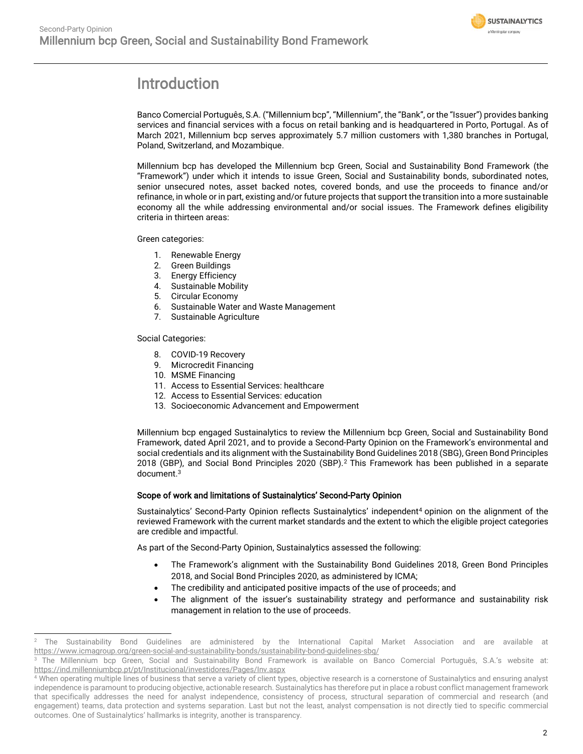# Introduction

Banco Comercial Português, S.A. ("Millennium bcp", "Millennium", the "Bank", or the "Issuer") provides banking services and financial services with a focus on retail banking and is headquartered in Porto, Portugal. As of March 2021, Millennium bcp serves approximately 5.7 million customers with 1,380 branches in Portugal, Poland, Switzerland, and Mozambique.

Millennium bcp has developed the Millennium bcp Green, Social and Sustainability Bond Framework (the "Framework") under which it intends to issue Green, Social and Sustainability bonds, subordinated notes, senior unsecured notes, asset backed notes, covered bonds, and use the proceeds to finance and/or refinance, in whole or in part, existing and/or future projects that support the transition into a more sustainable economy all the while addressing environmental and/or social issues. The Framework defines eligibility criteria in thirteen areas:

Green categories:

1. Renewable Energy
2. Green Buildings
3. Energy Efficiency
4. Sustainable Mobility
5. Circular Economy
6. Sustainable Water and Waste Management
7. Sustainable Agriculture

Social Categories:

8. COVID-19 Recovery
9. Microcredit Financing
10. MSME Financing
11. Access to Essential Services: healthcare
12. Access to Essential Services: education
13. Socioeconomic Advancement and Empowerment

Millennium bcp engaged Sustainalytics to review the Millennium bcp Green, Social and Sustainability Bond Framework, dated April 2021, and to provide a Second-Party Opinion on the Framework's environmental and social credentials and its alignment with the Sustainability Bond Guidelines 2018 (SBG), Green Bond Principles 2018 (GBP), and Social Bond Principles 2020 (SBP).[2] This Framework has been published in a separate document.[3]

**Scope of work and limitations of Sustainalytics' Second-Party Opinion**

Sustainalytics' Second-Party Opinion reflects Sustainalytics' independent[4] opinion on the alignment of the reviewed Framework with the current market standards and the extent to which the eligible project categories are credible and impactful.

As part of the Second-Party Opinion, Sustainalytics assessed the following:

- The Framework's alignment with the Sustainability Bond Guidelines 2018, Green Bond Principles 2018, and Social Bond Principles 2020, as administered by ICMA;
- The credibility and anticipated positive impacts of the use of proceeds; and
- The alignment of the issuer's sustainability strategy and performance and sustainability risk management in relation to the use of proceeds.

---

[2] The Sustainability Bond Guidelines are administered by the International Capital Market Association and are available at https://www.icmagroup.org/green-social-and-sustainability-bonds/sustainability-bond-guidelines-sbg/

[3] The Millennium bcp Green, Social and Sustainability Bond Framework is available on Banco Comercial Português, S.A.'s website at: https://ind.millenniumbcp.pt/pt/Institucional/investidores/Pages/Inv.aspx

[4] When operating multiple lines of business that serve a variety of client types, objective research is a cornerstone of Sustainalytics and ensuring analyst independence is paramount to producing objective, actionable research. Sustainalytics has therefore put in place a robust conflict management framework that specifically addresses the need for analyst independence, consistency of process, structural separation of commercial and research (and engagement) teams, data protection and systems separation. Last but not the least, analyst compensation is not directly tied to specific commercial outcomes. One of Sustainalytics' hallmarks is integrity, another is transparency.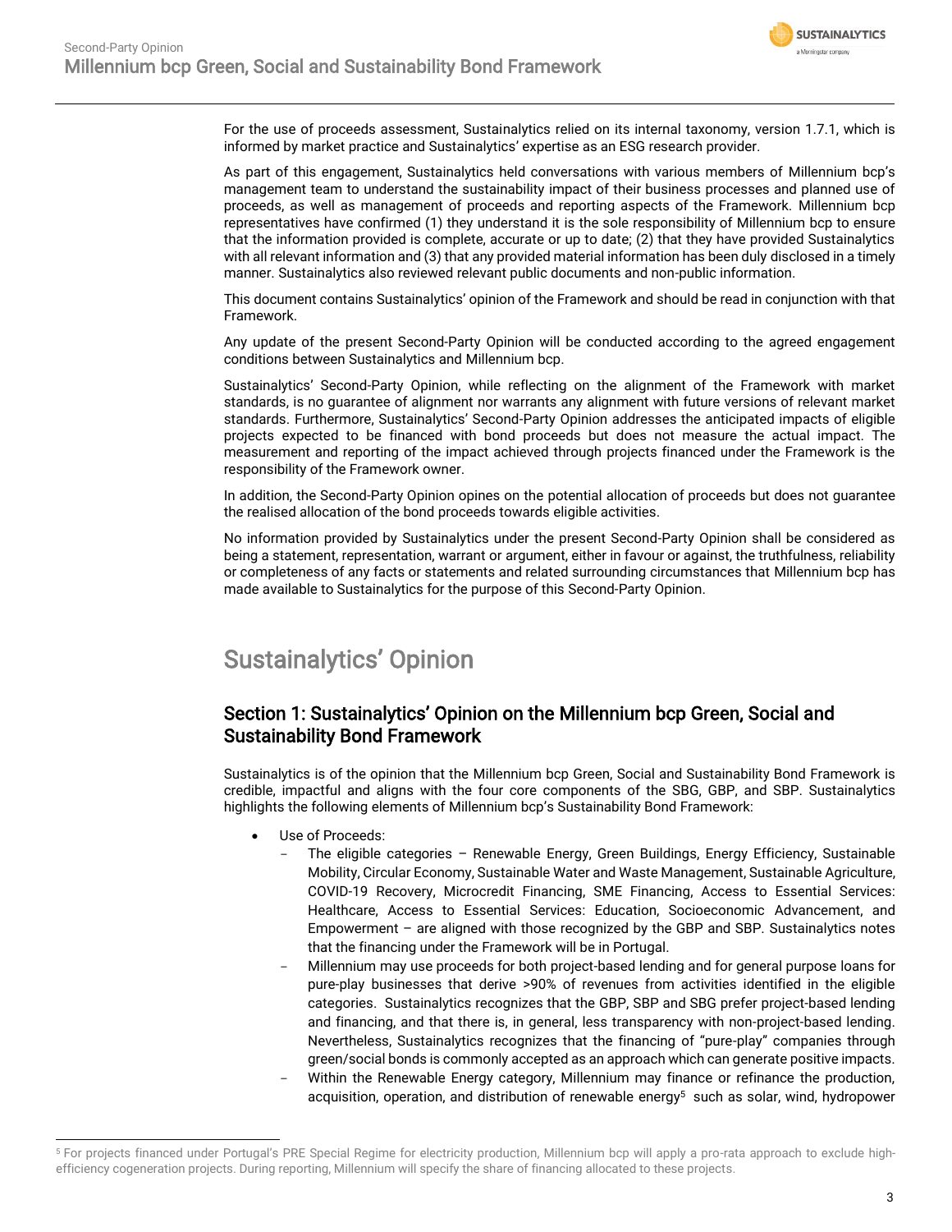For the use of proceeds assessment, Sustainalytics relied on its internal taxonomy, version 1.7.1, which is informed by market practice and Sustainalytics' expertise as an ESG research provider.

As part of this engagement, Sustainalytics held conversations with various members of Millennium bcp's management team to understand the sustainability impact of their business processes and planned use of proceeds, as well as management of proceeds and reporting aspects of the Framework. Millennium bcp representatives have confirmed (1) they understand it is the sole responsibility of Millennium bcp to ensure that the information provided is complete, accurate or up to date; (2) that they have provided Sustainalytics with all relevant information and (3) that any provided material information has been duly disclosed in a timely manner. Sustainalytics also reviewed relevant public documents and non-public information.

This document contains Sustainalytics' opinion of the Framework and should be read in conjunction with that Framework.

Any update of the present Second-Party Opinion will be conducted according to the agreed engagement conditions between Sustainalytics and Millennium bcp.

Sustainalytics' Second-Party Opinion, while reflecting on the alignment of the Framework with market standards, is no guarantee of alignment nor warrants any alignment with future versions of relevant market standards. Furthermore, Sustainalytics' Second-Party Opinion addresses the anticipated impacts of eligible projects expected to be financed with bond proceeds but does not measure the actual impact. The measurement and reporting of the impact achieved through projects financed under the Framework is the responsibility of the Framework owner.

In addition, the Second-Party Opinion opines on the potential allocation of proceeds but does not guarantee the realised allocation of the bond proceeds towards eligible activities.

No information provided by Sustainalytics under the present Second-Party Opinion shall be considered as being a statement, representation, warrant or argument, either in favour or against, the truthfulness, reliability or completeness of any facts or statements and related surrounding circumstances that Millennium bcp has made available to Sustainalytics for the purpose of this Second-Party Opinion.

# Sustainalytics' Opinion

## Section 1: Sustainalytics' Opinion on the Millennium bcp Green, Social and Sustainability Bond Framework

Sustainalytics is of the opinion that the Millennium bcp Green, Social and Sustainability Bond Framework is credible, impactful and aligns with the four core components of the SBG, GBP, and SBP. Sustainalytics highlights the following elements of Millennium bcp's Sustainability Bond Framework:

- Use of Proceeds:
  - The eligible categories – Renewable Energy, Green Buildings, Energy Efficiency, Sustainable Mobility, Circular Economy, Sustainable Water and Waste Management, Sustainable Agriculture, COVID-19 Recovery, Microcredit Financing, SME Financing, Access to Essential Services: Healthcare, Access to Essential Services: Education, Socioeconomic Advancement, and Empowerment – are aligned with those recognized by the GBP and SBP. Sustainalytics notes that the financing under the Framework will be in Portugal.
  - Millennium may use proceeds for both project-based lending and for general purpose loans for pure-play businesses that derive >90% of revenues from activities identified in the eligible categories. Sustainalytics recognizes that the GBP, SBP and SBG prefer project-based lending and financing, and that there is, in general, less transparency with non-project-based lending. Nevertheless, Sustainalytics recognizes that the financing of "pure-play" companies through green/social bonds is commonly accepted as an approach which can generate positive impacts.
  - Within the Renewable Energy category, Millennium may finance or refinance the production, acquisition, operation, and distribution of renewable energy[5] such as solar, wind, hydropower

[5] For projects financed under Portugal's PRE Special Regime for electricity production, Millennium bcp will apply a pro-rata approach to exclude high-efficiency cogeneration projects. During reporting, Millennium will specify the share of financing allocated to these projects.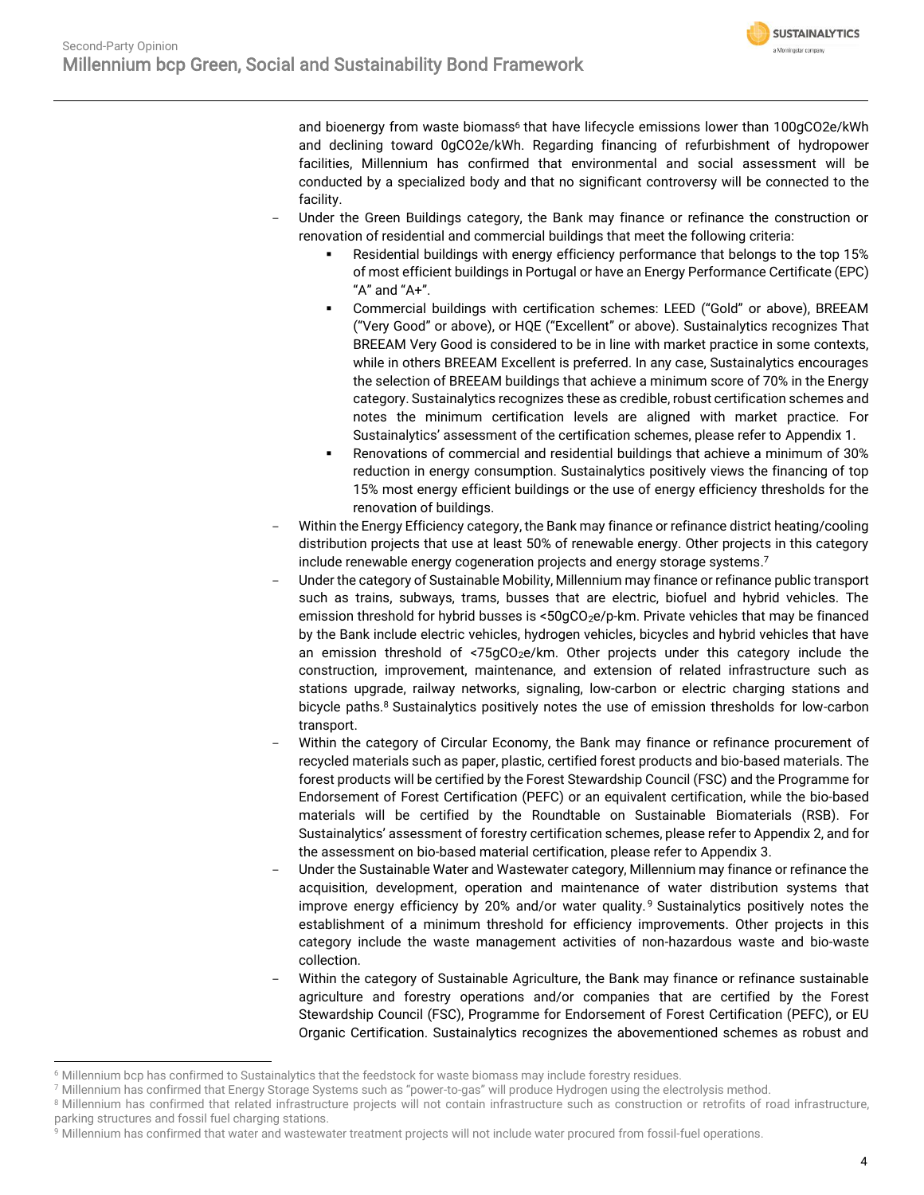and bioenergy from waste biomass[6] that have lifecycle emissions lower than 100gCO2e/kWh and declining toward 0gCO2e/kWh. Regarding financing of refurbishment of hydropower facilities, Millennium has confirmed that environmental and social assessment will be conducted by a specialized body and that no significant controversy will be connected to the facility.

- Under the Green Buildings category, the Bank may finance or refinance the construction or renovation of residential and commercial buildings that meet the following criteria:
  - Residential buildings with energy efficiency performance that belongs to the top 15% of most efficient buildings in Portugal or have an Energy Performance Certificate (EPC) "A" and "A+".
  - Commercial buildings with certification schemes: LEED ("Gold" or above), BREEAM ("Very Good" or above), or HQE ("Excellent" or above). Sustainalytics recognizes That BREEAM Very Good is considered to be in line with market practice in some contexts, while in others BREEAM Excellent is preferred. In any case, Sustainalytics encourages the selection of BREEAM buildings that achieve a minimum score of 70% in the Energy category. Sustainalytics recognizes these as credible, robust certification schemes and notes the minimum certification levels are aligned with market practice. For Sustainalytics' assessment of the certification schemes, please refer to Appendix 1.
  - Renovations of commercial and residential buildings that achieve a minimum of 30% reduction in energy consumption. Sustainalytics positively views the financing of top 15% most energy efficient buildings or the use of energy efficiency thresholds for the renovation of buildings.
- Within the Energy Efficiency category, the Bank may finance or refinance district heating/cooling distribution projects that use at least 50% of renewable energy. Other projects in this category include renewable energy cogeneration projects and energy storage systems.[7]
- Under the category of Sustainable Mobility, Millennium may finance or refinance public transport such as trains, subways, trams, busses that are electric, biofuel and hybrid vehicles. The emission threshold for hybrid busses is <50g$CO_2$e/p-km. Private vehicles that may be financed by the Bank include electric vehicles, hydrogen vehicles, bicycles and hybrid vehicles that have an emission threshold of <75g$CO_2$e/km. Other projects under this category include the construction, improvement, maintenance, and extension of related infrastructure such as stations upgrade, railway networks, signaling, low-carbon or electric charging stations and bicycle paths.[8] Sustainalytics positively notes the use of emission thresholds for low-carbon transport.
- Within the category of Circular Economy, the Bank may finance or refinance procurement of recycled materials such as paper, plastic, certified forest products and bio-based materials. The forest products will be certified by the Forest Stewardship Council (FSC) and the Programme for Endorsement of Forest Certification (PEFC) or an equivalent certification, while the bio-based materials will be certified by the Roundtable on Sustainable Biomaterials (RSB). For Sustainalytics' assessment of forestry certification schemes, please refer to Appendix 2, and for the assessment on bio-based material certification, please refer to Appendix 3.
- Under the Sustainable Water and Wastewater category, Millennium may finance or refinance the acquisition, development, operation and maintenance of water distribution systems that improve energy efficiency by 20% and/or water quality.[9] Sustainalytics positively notes the establishment of a minimum threshold for efficiency improvements. Other projects in this category include the waste management activities of non-hazardous waste and bio-waste collection.
- Within the category of Sustainable Agriculture, the Bank may finance or refinance sustainable agriculture and forestry operations and/or companies that are certified by the Forest Stewardship Council (FSC), Programme for Endorsement of Forest Certification (PEFC), or EU Organic Certification. Sustainalytics recognizes the abovementioned schemes as robust and

[6] Millennium bcp has confirmed to Sustainalytics that the feedstock for waste biomass may include forestry residues.
[7] Millennium has confirmed that Energy Storage Systems such as "power-to-gas" will produce Hydrogen using the electrolysis method.
[8] Millennium has confirmed that related infrastructure projects will not contain infrastructure such as construction or retrofits of road infrastructure, parking structures and fossil fuel charging stations.
[9] Millennium has confirmed that water and wastewater treatment projects will not include water procured from fossil-fuel operations.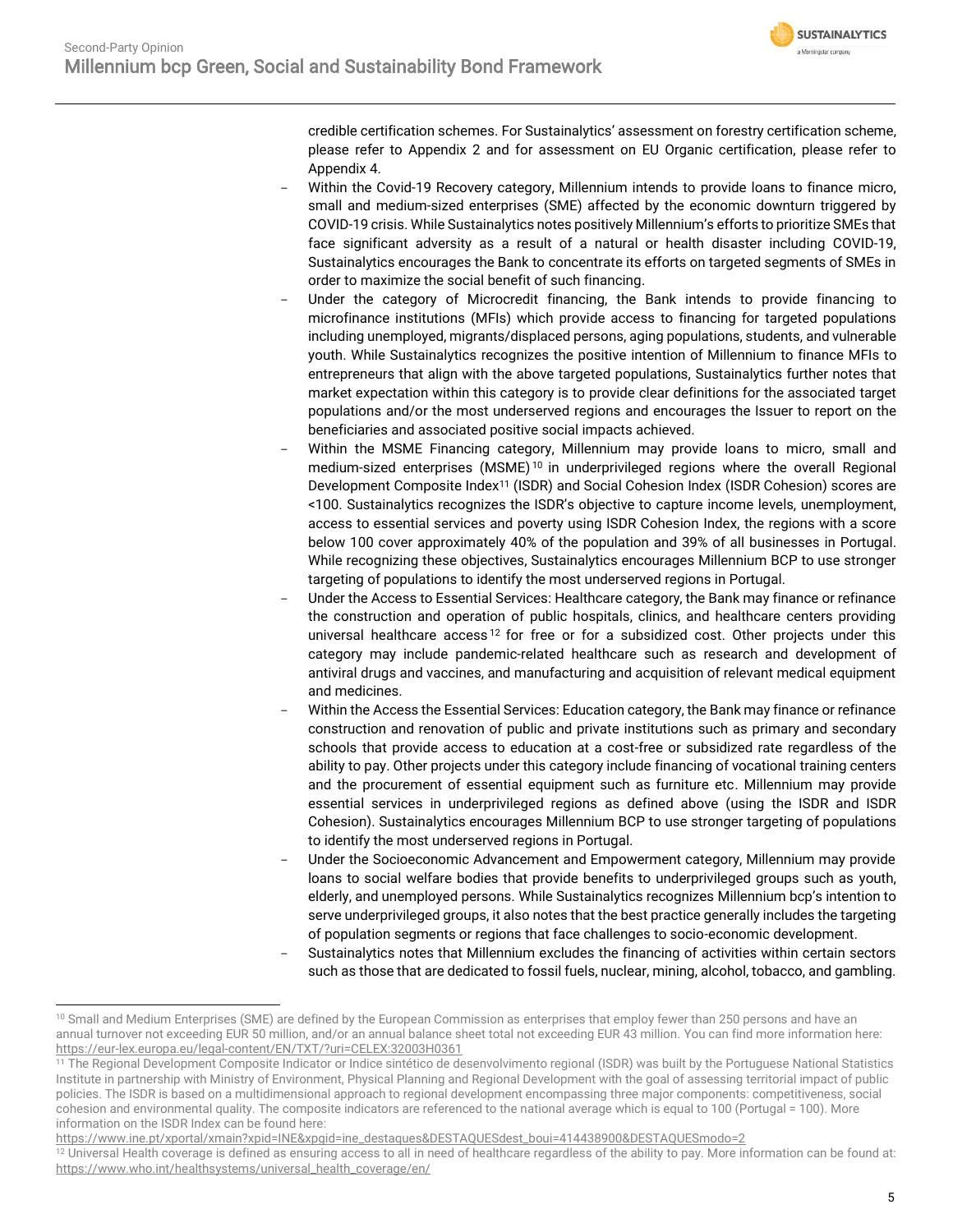credible certification schemes. For Sustainalytics' assessment on forestry certification scheme, please refer to Appendix 2 and for assessment on EU Organic certification, please refer to Appendix 4.

- Within the Covid-19 Recovery category, Millennium intends to provide loans to finance micro, small and medium-sized enterprises (SME) affected by the economic downturn triggered by COVID-19 crisis. While Sustainalytics notes positively Millennium's efforts to prioritize SMEs that face significant adversity as a result of a natural or health disaster including COVID-19, Sustainalytics encourages the Bank to concentrate its efforts on targeted segments of SMEs in order to maximize the social benefit of such financing.
- Under the category of Microcredit financing, the Bank intends to provide financing to microfinance institutions (MFIs) which provide access to financing for targeted populations including unemployed, migrants/displaced persons, aging populations, students, and vulnerable youth. While Sustainalytics recognizes the positive intention of Millennium to finance MFIs to entrepreneurs that align with the above targeted populations, Sustainalytics further notes that market expectation within this category is to provide clear definitions for the associated target populations and/or the most underserved regions and encourages the Issuer to report on the beneficiaries and associated positive social impacts achieved.
- Within the MSME Financing category, Millennium may provide loans to micro, small and medium-sized enterprises (MSME)[10] in underprivileged regions where the overall Regional Development Composite Index[11] (ISDR) and Social Cohesion Index (ISDR Cohesion) scores are <100. Sustainalytics recognizes the ISDR's objective to capture income levels, unemployment, access to essential services and poverty using ISDR Cohesion Index, the regions with a score below 100 cover approximately 40% of the population and 39% of all businesses in Portugal. While recognizing these objectives, Sustainalytics encourages Millennium BCP to use stronger targeting of populations to identify the most underserved regions in Portugal.
- Under the Access to Essential Services: Healthcare category, the Bank may finance or refinance the construction and operation of public hospitals, clinics, and healthcare centers providing universal healthcare access[12] for free or for a subsidized cost. Other projects under this category may include pandemic-related healthcare such as research and development of antiviral drugs and vaccines, and manufacturing and acquisition of relevant medical equipment and medicines.
- Within the Access the Essential Services: Education category, the Bank may finance or refinance construction and renovation of public and private institutions such as primary and secondary schools that provide access to education at a cost-free or subsidized rate regardless of the ability to pay. Other projects under this category include financing of vocational training centers and the procurement of essential equipment such as furniture etc. Millennium may provide essential services in underprivileged regions as defined above (using the ISDR and ISDR Cohesion). Sustainalytics encourages Millennium BCP to use stronger targeting of populations to identify the most underserved regions in Portugal.
- Under the Socioeconomic Advancement and Empowerment category, Millennium may provide loans to social welfare bodies that provide benefits to underprivileged groups such as youth, elderly, and unemployed persons. While Sustainalytics recognizes Millennium bcp's intention to serve underprivileged groups, it also notes that the best practice generally includes the targeting of population segments or regions that face challenges to socio-economic development.
- Sustainalytics notes that Millennium excludes the financing of activities within certain sectors such as those that are dedicated to fossil fuels, nuclear, mining, alcohol, tobacco, and gambling.

---

[10] Small and Medium Enterprises (SME) are defined by the European Commission as enterprises that employ fewer than 250 persons and have an annual turnover not exceeding EUR 50 million, and/or an annual balance sheet total not exceeding EUR 43 million. You can find more information here: https://eur-lex.europa.eu/legal-content/EN/TXT/?uri=CELEX:32003H0361

[11] The Regional Development Composite Indicator or Índice sintético de desenvolvimento regional (ISDR) was built by the Portuguese National Statistics Institute in partnership with Ministry of Environment, Physical Planning and Regional Development with the goal of assessing territorial impact of public policies. The ISDR is based on a multidimensional approach to regional development encompassing three major components: competitiveness, social cohesion and environmental quality. The composite indicators are referenced to the national average which is equal to 100 (Portugal = 100). More information on the ISDR Index can be found here: https://www.ine.pt/xportal/xmain?xpid=INE&xpgid=ine_destaques&DESTAQUESdest_boui=414438900&DESTAQUESmodo=2

[12] Universal Health coverage is defined as ensuring access to all in need of healthcare regardless of the ability to pay. More information can be found at: https://www.who.int/healthsystems/universal_health_coverage/en/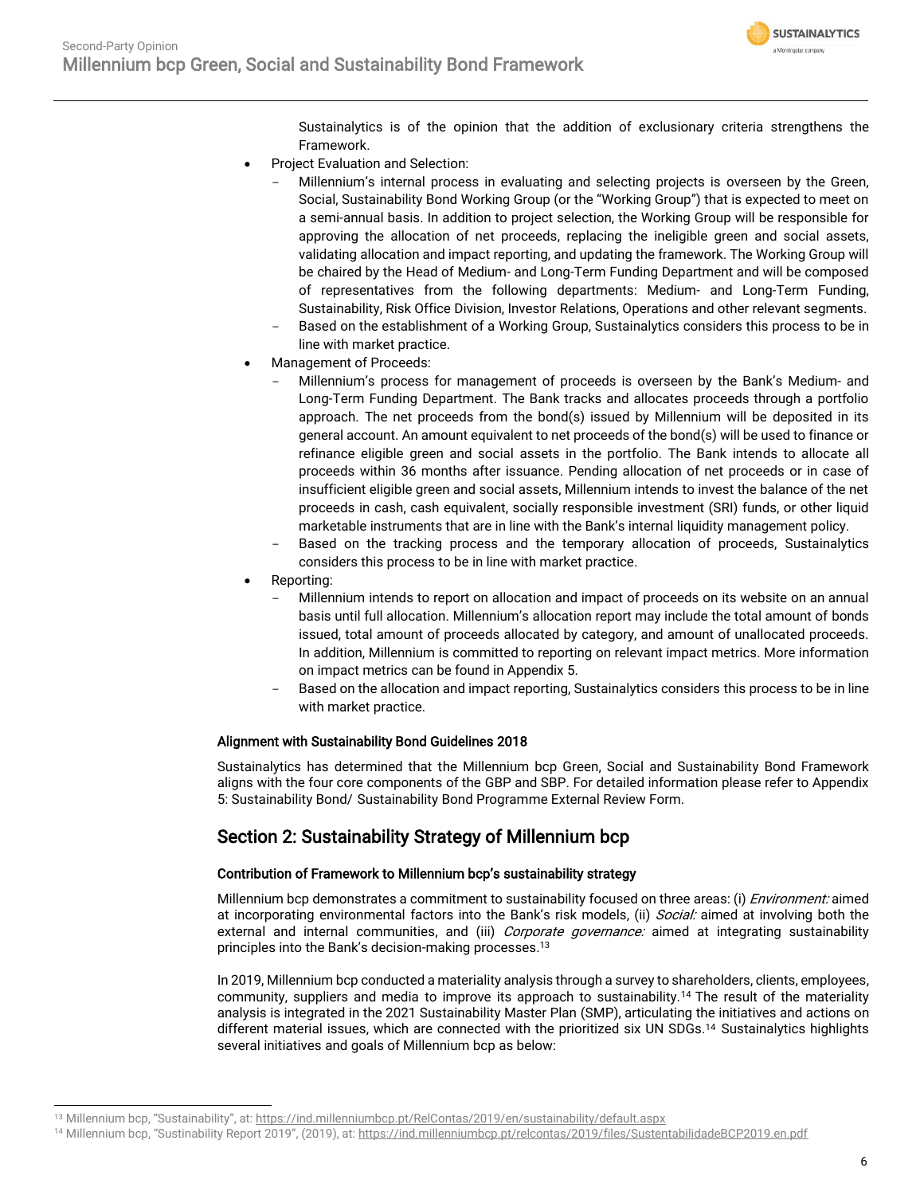Sustainalytics is of the opinion that the addition of exclusionary criteria strengthens the Framework.

- Project Evaluation and Selection:
  - Millennium's internal process in evaluating and selecting projects is overseen by the Green, Social, Sustainability Bond Working Group (or the "Working Group") that is expected to meet on a semi-annual basis. In addition to project selection, the Working Group will be responsible for approving the allocation of net proceeds, replacing the ineligible green and social assets, validating allocation and impact reporting, and updating the framework. The Working Group will be chaired by the Head of Medium- and Long-Term Funding Department and will be composed of representatives from the following departments: Medium- and Long-Term Funding, Sustainability, Risk Office Division, Investor Relations, Operations and other relevant segments.
  - Based on the establishment of a Working Group, Sustainalytics considers this process to be in line with market practice.
- Management of Proceeds:
  - Millennium's process for management of proceeds is overseen by the Bank's Medium- and Long-Term Funding Department. The Bank tracks and allocates proceeds through a portfolio approach. The net proceeds from the bond(s) issued by Millennium will be deposited in its general account. An amount equivalent to net proceeds of the bond(s) will be used to finance or refinance eligible green and social assets in the portfolio. The Bank intends to allocate all proceeds within 36 months after issuance. Pending allocation of net proceeds or in case of insufficient eligible green and social assets, Millennium intends to invest the balance of the net proceeds in cash, cash equivalent, socially responsible investment (SRI) funds, or other liquid marketable instruments that are in line with the Bank's internal liquidity management policy.
  - Based on the tracking process and the temporary allocation of proceeds, Sustainalytics considers this process to be in line with market practice.
- Reporting:
  - Millennium intends to report on allocation and impact of proceeds on its website on an annual basis until full allocation. Millennium's allocation report may include the total amount of bonds issued, total amount of proceeds allocated by category, and amount of unallocated proceeds. In addition, Millennium is committed to reporting on relevant impact metrics. More information on impact metrics can be found in Appendix 5.
  - Based on the allocation and impact reporting, Sustainalytics considers this process to be in line with market practice.

#### Alignment with Sustainability Bond Guidelines 2018

Sustainalytics has determined that the Millennium bcp Green, Social and Sustainability Bond Framework aligns with the four core components of the GBP and SBP. For detailed information please refer to Appendix 5: Sustainability Bond/ Sustainability Bond Programme External Review Form.

## Section 2: Sustainability Strategy of Millennium bcp

#### Contribution of Framework to Millennium bcp's sustainability strategy

Millennium bcp demonstrates a commitment to sustainability focused on three areas: (i) *Environment:* aimed at incorporating environmental factors into the Bank's risk models, (ii) *Social:* aimed at involving both the external and internal communities, and (iii) *Corporate governance:* aimed at integrating sustainability principles into the Bank's decision-making processes.[13]

In 2019, Millennium bcp conducted a materiality analysis through a survey to shareholders, clients, employees, community, suppliers and media to improve its approach to sustainability.[14] The result of the materiality analysis is integrated in the 2021 Sustainability Master Plan (SMP), articulating the initiatives and actions on different material issues, which are connected with the prioritized six UN SDGs.[14] Sustainalytics highlights several initiatives and goals of Millennium bcp as below:

---

[13] Millennium bcp, "Sustainability", at: https://ind.millenniumbcp.pt/RelContas/2019/en/sustainability/default.aspx

[14] Millennium bcp, "Sustinability Report 2019", (2019), at: https://ind.millenniumbcp.pt/relcontas/2019/files/SustentabilidadeBCP2019.en.pdf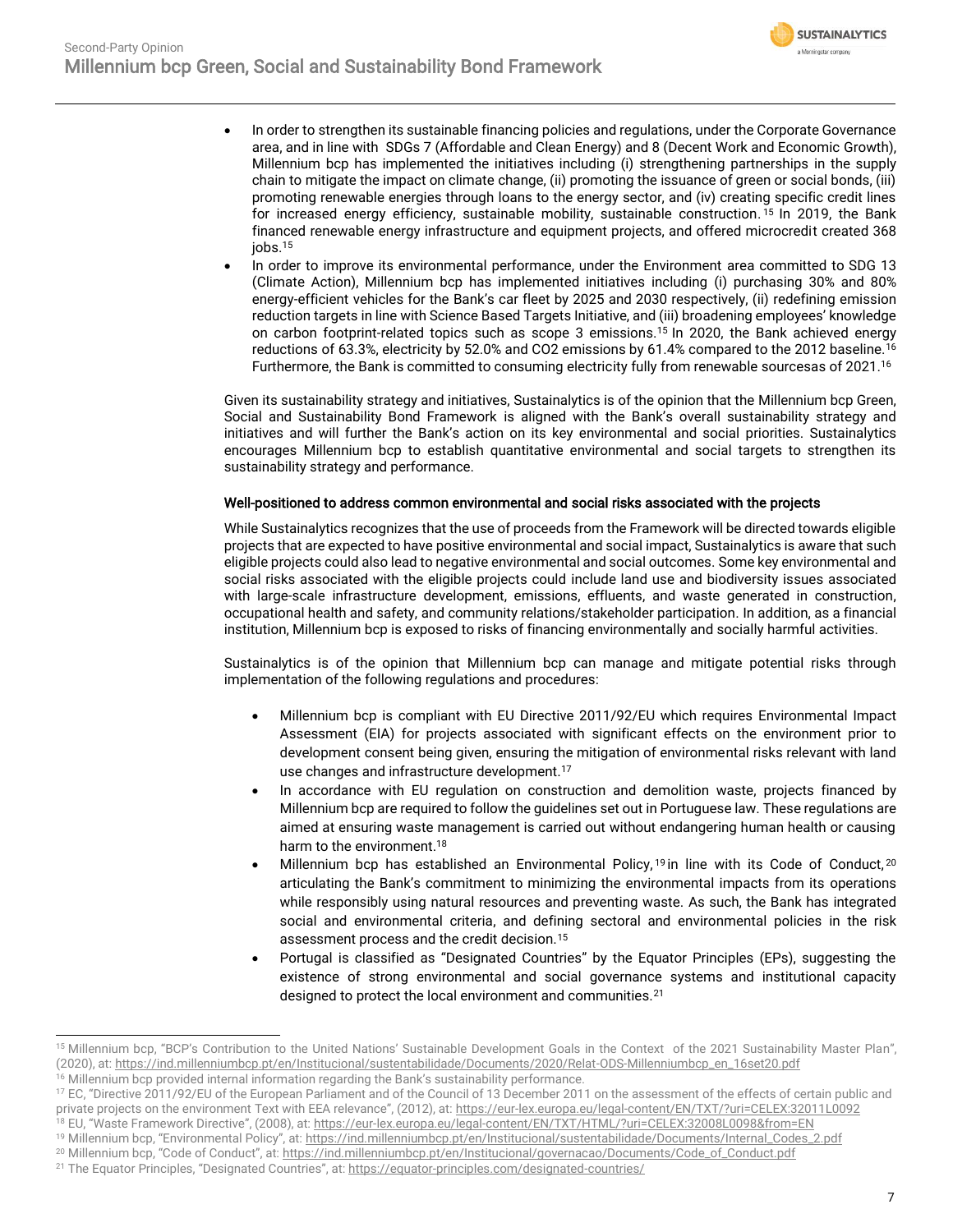- In order to strengthen its sustainable financing policies and regulations, under the Corporate Governance area, and in line with SDGs 7 (Affordable and Clean Energy) and 8 (Decent Work and Economic Growth), Millennium bcp has implemented the initiatives including (i) strengthening partnerships in the supply chain to mitigate the impact on climate change, (ii) promoting the issuance of green or social bonds, (iii) promoting renewable energies through loans to the energy sector, and (iv) creating specific credit lines for increased energy efficiency, sustainable mobility, sustainable construction.[15] In 2019, the Bank financed renewable energy infrastructure and equipment projects, and offered microcredit created 368 jobs.[15]
- In order to improve its environmental performance, under the Environment area committed to SDG 13 (Climate Action), Millennium bcp has implemented initiatives including (i) purchasing 30% and 80% energy-efficient vehicles for the Bank's car fleet by 2025 and 2030 respectively, (ii) redefining emission reduction targets in line with Science Based Targets Initiative, and (iii) broadening employees' knowledge on carbon footprint-related topics such as scope 3 emissions.[15] In 2020, the Bank achieved energy reductions of 63.3%, electricity by 52.0% and CO2 emissions by 61.4% compared to the 2012 baseline.[16] Furthermore, the Bank is committed to consuming electricity fully from renewable sourcesas of 2021.[16]

Given its sustainability strategy and initiatives, Sustainalytics is of the opinion that the Millennium bcp Green, Social and Sustainability Bond Framework is aligned with the Bank's overall sustainability strategy and initiatives and will further the Bank's action on its key environmental and social priorities. Sustainalytics encourages Millennium bcp to establish quantitative environmental and social targets to strengthen its sustainability strategy and performance.

#### Well-positioned to address common environmental and social risks associated with the projects

While Sustainalytics recognizes that the use of proceeds from the Framework will be directed towards eligible projects that are expected to have positive environmental and social impact, Sustainalytics is aware that such eligible projects could also lead to negative environmental and social outcomes. Some key environmental and social risks associated with the eligible projects could include land use and biodiversity issues associated with large-scale infrastructure development, emissions, effluents, and waste generated in construction, occupational health and safety, and community relations/stakeholder participation. In addition, as a financial institution, Millennium bcp is exposed to risks of financing environmentally and socially harmful activities.

Sustainalytics is of the opinion that Millennium bcp can manage and mitigate potential risks through implementation of the following regulations and procedures:

- Millennium bcp is compliant with EU Directive 2011/92/EU which requires Environmental Impact Assessment (EIA) for projects associated with significant effects on the environment prior to development consent being given, ensuring the mitigation of environmental risks relevant with land use changes and infrastructure development.[17]
- In accordance with EU regulation on construction and demolition waste, projects financed by Millennium bcp are required to follow the guidelines set out in Portuguese law. These regulations are aimed at ensuring waste management is carried out without endangering human health or causing harm to the environment.[18]
- Millennium bcp has established an Environmental Policy,[19] in line with its Code of Conduct,[20] articulating the Bank's commitment to minimizing the environmental impacts from its operations while responsibly using natural resources and preventing waste. As such, the Bank has integrated social and environmental criteria, and defining sectoral and environmental policies in the risk assessment process and the credit decision.[15]
- Portugal is classified as "Designated Countries" by the Equator Principles (EPs), suggesting the existence of strong environmental and social governance systems and institutional capacity designed to protect the local environment and communities.[21]

---

[15] Millennium bcp, "BCP's Contribution to the United Nations' Sustainable Development Goals in the Context of the 2021 Sustainability Master Plan", (2020), at: https://ind.millenniumbcp.pt/en/Institucional/sustentabilidade/Documents/2020/Relat-ODS-Millenniumbcp_en_16set20.pdf

[16] Millennium bcp provided internal information regarding the Bank's sustainability performance.

[17] EC, "Directive 2011/92/EU of the European Parliament and of the Council of 13 December 2011 on the assessment of the effects of certain public and private projects on the environment Text with EEA relevance", (2012), at: https://eur-lex.europa.eu/legal-content/EN/TXT/?uri=CELEX:32011L0092

[18] EU, "Waste Framework Directive", (2008), at: https://eur-lex.europa.eu/legal-content/EN/TXT/HTML/?uri=CELEX:32008L0098&from=EN

[19] Millennium bcp, "Environmental Policy", at: https://ind.millenniumbcp.pt/en/Institucional/sustentabilidade/Documents/Internal_Codes_2.pdf

[20] Millennium bcp, "Code of Conduct", at: https://ind.millenniumbcp.pt/en/Institucional/governacao/Documents/Code_of_Conduct.pdf

[21] The Equator Principles, "Designated Countries", at: https://equator-principles.com/designated-countries/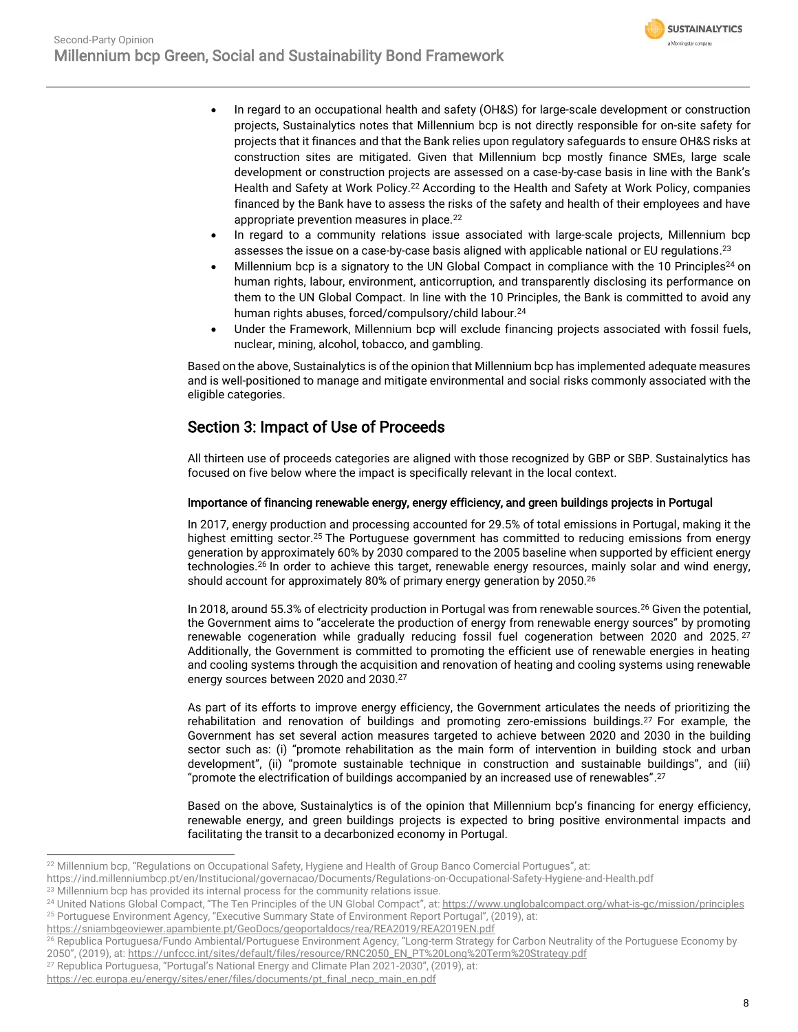- In regard to an occupational health and safety (OH&S) for large-scale development or construction projects, Sustainalytics notes that Millennium bcp is not directly responsible for on-site safety for projects that it finances and that the Bank relies upon regulatory safeguards to ensure OH&S risks at construction sites are mitigated. Given that Millennium bcp mostly finance SMEs, large scale development or construction projects are assessed on a case-by-case basis in line with the Bank's Health and Safety at Work Policy.[22] According to the Health and Safety at Work Policy, companies financed by the Bank have to assess the risks of the safety and health of their employees and have appropriate prevention measures in place.[22]
- In regard to a community relations issue associated with large-scale projects, Millennium bcp assesses the issue on a case-by-case basis aligned with applicable national or EU regulations.[23]
- Millennium bcp is a signatory to the UN Global Compact in compliance with the 10 Principles[24] on human rights, labour, environment, anticorruption, and transparently disclosing its performance on them to the UN Global Compact. In line with the 10 Principles, the Bank is committed to avoid any human rights abuses, forced/compulsory/child labour.[24]
- Under the Framework, Millennium bcp will exclude financing projects associated with fossil fuels, nuclear, mining, alcohol, tobacco, and gambling.

Based on the above, Sustainalytics is of the opinion that Millennium bcp has implemented adequate measures and is well-positioned to manage and mitigate environmental and social risks commonly associated with the eligible categories.

## Section 3: Impact of Use of Proceeds

All thirteen use of proceeds categories are aligned with those recognized by GBP or SBP. Sustainalytics has focused on five below where the impact is specifically relevant in the local context.

### Importance of financing renewable energy, energy efficiency, and green buildings projects in Portugal

In 2017, energy production and processing accounted for 29.5% of total emissions in Portugal, making it the highest emitting sector.[25] The Portuguese government has committed to reducing emissions from energy generation by approximately 60% by 2030 compared to the 2005 baseline when supported by efficient energy technologies.[26] In order to achieve this target, renewable energy resources, mainly solar and wind energy, should account for approximately 80% of primary energy generation by 2050.[26]

In 2018, around 55.3% of electricity production in Portugal was from renewable sources.[26] Given the potential, the Government aims to "accelerate the production of energy from renewable energy sources" by promoting renewable cogeneration while gradually reducing fossil fuel cogeneration between 2020 and 2025.[27] Additionally, the Government is committed to promoting the efficient use of renewable energies in heating and cooling systems through the acquisition and renovation of heating and cooling systems using renewable energy sources between 2020 and 2030.[27]

As part of its efforts to improve energy efficiency, the Government articulates the needs of prioritizing the rehabilitation and renovation of buildings and promoting zero-emissions buildings.[27] For example, the Government has set several action measures targeted to achieve between 2020 and 2030 in the building sector such as: (i) "promote rehabilitation as the main form of intervention in building stock and urban development", (ii) "promote sustainable technique in construction and sustainable buildings", and (iii) "promote the electrification of buildings accompanied by an increased use of renewables".[27]

Based on the above, Sustainalytics is of the opinion that Millennium bcp's financing for energy efficiency, renewable energy, and green buildings projects is expected to bring positive environmental impacts and facilitating the transit to a decarbonized economy in Portugal.

---

[22] Millennium bcp, "Regulations on Occupational Safety, Hygiene and Health of Group Banco Comercial Portugues", at: https://ind.millenniumbcp.pt/en/Institucional/governacao/Documents/Regulations-on-Occupational-Safety-Hygiene-and-Health.pdf

[23] Millennium bcp has provided its internal process for the community relations issue.

[24] United Nations Global Compact, "The Ten Principles of the UN Global Compact", at: https://www.unglobalcompact.org/what-is-gc/mission/principles

[25] Portuguese Environment Agency, "Executive Summary State of Environment Report Portugal", (2019), at: https://sniambgeoviewer.apambiente.pt/GeoDocs/geoportaldocs/rea/REA2019/REA2019EN.pdf

[26] Republica Portuguesa/Fundo Ambiental/Portuguese Environment Agency, "Long-term Strategy for Carbon Neutrality of the Portuguese Economy by 2050", (2019), at: https://unfccc.int/sites/default/files/resource/RNC2050_EN_PT%20Long%20Term%20Strategy.pdf

[27] Republica Portuguesa, "Portugal's National Energy and Climate Plan 2021-2030", (2019), at: https://ec.europa.eu/energy/sites/ener/files/documents/pt_final_necp_main_en.pdf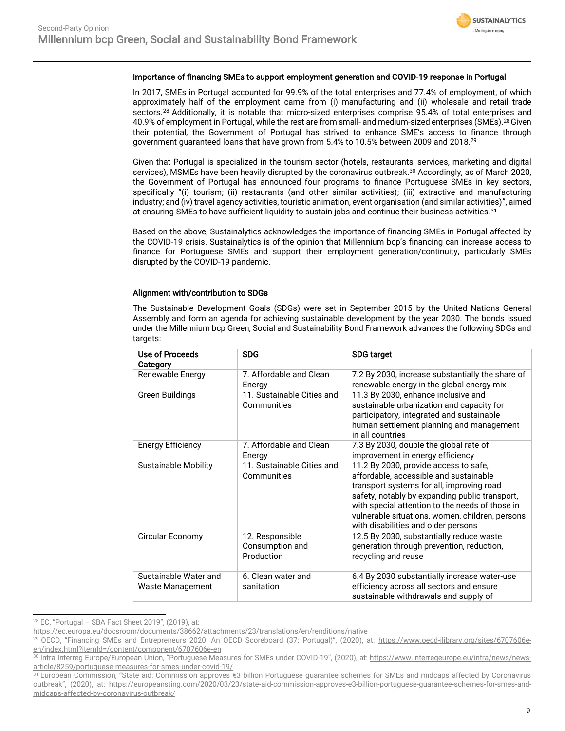### Importance of financing SMEs to support employment generation and COVID-19 response in Portugal

In 2017, SMEs in Portugal accounted for 99.9% of the total enterprises and 77.4% of employment, of which approximately half of the employment came from (i) manufacturing and (ii) wholesale and retail trade sectors.[28] Additionally, it is notable that micro-sized enterprises comprise 95.4% of total enterprises and 40.9% of employment in Portugal, while the rest are from small- and medium-sized enterprises (SMEs).[28] Given their potential, the Government of Portugal has strived to enhance SME's access to finance through government guaranteed loans that have grown from 5.4% to 10.5% between 2009 and 2018.[29]

Given that Portugal is specialized in the tourism sector (hotels, restaurants, services, marketing and digital services), MSMEs have been heavily disrupted by the coronavirus outbreak.[30] Accordingly, as of March 2020, the Government of Portugal has announced four programs to finance Portuguese SMEs in key sectors, specifically "(i) tourism; (ii) restaurants (and other similar activities); (iii) extractive and manufacturing industry; and (iv) travel agency activities, touristic animation, event organisation (and similar activities)", aimed at ensuring SMEs to have sufficient liquidity to sustain jobs and continue their business activities.[31]

Based on the above, Sustainalytics acknowledges the importance of financing SMEs in Portugal affected by the COVID-19 crisis. Sustainalytics is of the opinion that Millennium bcp's financing can increase access to finance for Portuguese SMEs and support their employment generation/continuity, particularly SMEs disrupted by the COVID-19 pandemic.

### Alignment with/contribution to SDGs

The Sustainable Development Goals (SDGs) were set in September 2015 by the United Nations General Assembly and form an agenda for achieving sustainable development by the year 2030. The bonds issued under the Millennium bcp Green, Social and Sustainability Bond Framework advances the following SDGs and targets:

| Use of Proceeds Category | SDG | SDG target |
|---|---|---|
| Renewable Energy | 7. Affordable and Clean Energy | 7.2 By 2030, increase substantially the share of renewable energy in the global energy mix |
| Green Buildings | 11. Sustainable Cities and Communities | 11.3 By 2030, enhance inclusive and sustainable urbanization and capacity for participatory, integrated and sustainable human settlement planning and management in all countries |
| Energy Efficiency | 7. Affordable and Clean Energy | 7.3 By 2030, double the global rate of improvement in energy efficiency |
| Sustainable Mobility | 11. Sustainable Cities and Communities | 11.2 By 2030, provide access to safe, affordable, accessible and sustainable transport systems for all, improving road safety, notably by expanding public transport, with special attention to the needs of those in vulnerable situations, women, children, persons with disabilities and older persons |
| Circular Economy | 12. Responsible Consumption and Production | 12.5 By 2030, substantially reduce waste generation through prevention, reduction, recycling and reuse |
| Sustainable Water and Waste Management | 6. Clean water and sanitation | 6.4 By 2030 substantially increase water-use efficiency across all sectors and ensure sustainable withdrawals and supply of |

[28] EC, "Portugal – SBA Fact Sheet 2019", (2019), at: https://ec.europa.eu/docsroom/documents/38662/attachments/23/translations/en/renditions/native

[29] OECD, "Financing SMEs and Entrepreneurs 2020: An OECD Scoreboard (37: Portugal)", (2020), at: https://www.oecd-ilibrary.org/sites/6707606e-en/index.html?itemId=/content/component/6707606e-en

[30] Intra Interreg Europe/European Union, "Portuguese Measures for SMEs under COVID-19", (2020), at: https://www.interregeurope.eu/intra/news/news-article/8259/portuguese-measures-for-smes-under-covid-19/

[31] European Commission, "State aid: Commission approves €3 billion Portuguese guarantee schemes for SMEs and midcaps affected by Coronavirus outbreak", (2020), at: https://europeansting.com/2020/03/23/state-aid-commission-approves-e3-billion-portuguese-guarantee-schemes-for-smes-and-midcaps-affected-by-coronavirus-outbreak/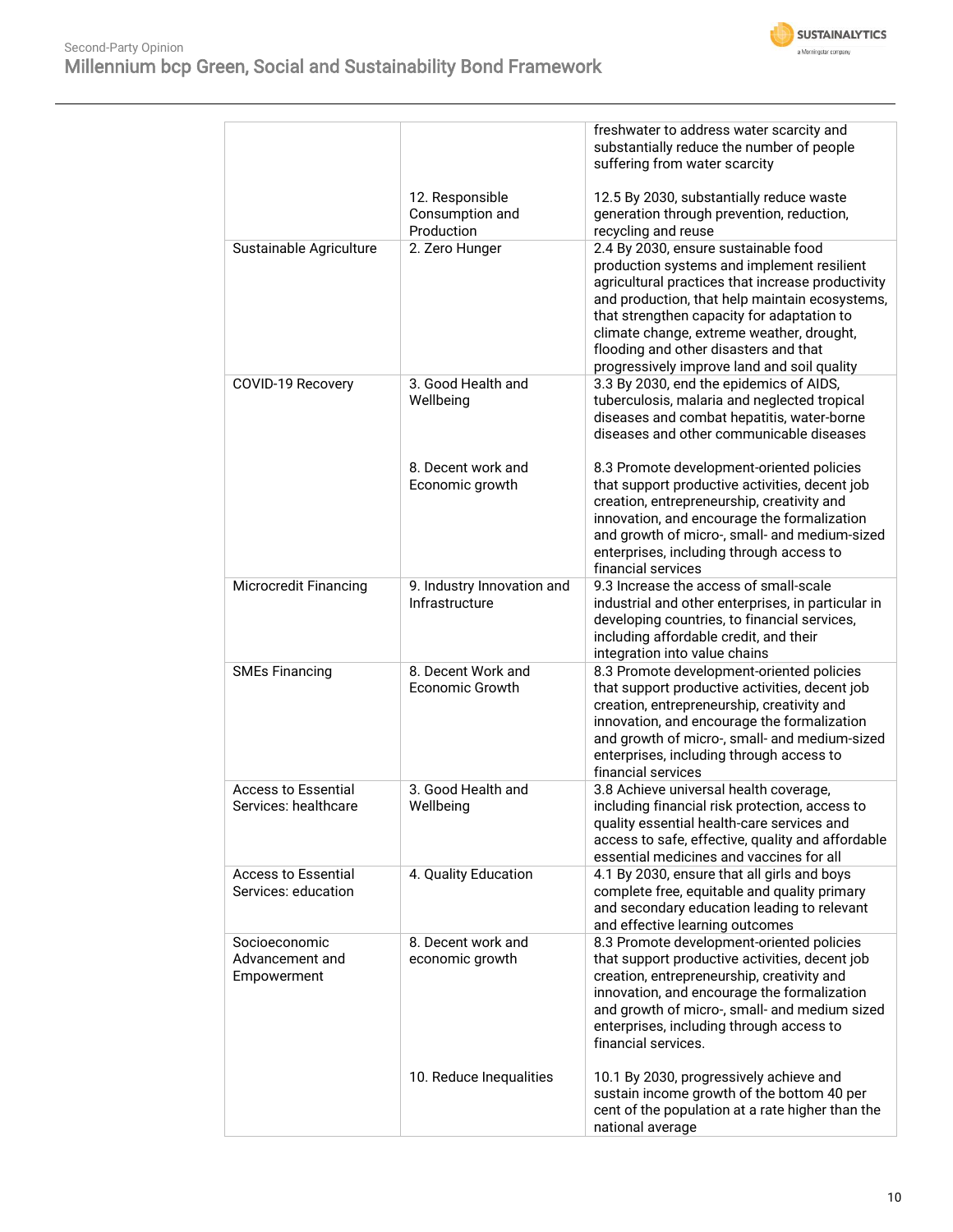| | | |
|---|---|---|
| | | freshwater to address water scarcity and substantially reduce the number of people suffering from water scarcity |
| | 12. Responsible Consumption and Production | 12.5 By 2030, substantially reduce waste generation through prevention, reduction, recycling and reuse |
| Sustainable Agriculture | 2. Zero Hunger | 2.4 By 2030, ensure sustainable food production systems and implement resilient agricultural practices that increase productivity and production, that help maintain ecosystems, that strengthen capacity for adaptation to climate change, extreme weather, drought, flooding and other disasters and that progressively improve land and soil quality |
| COVID-19 Recovery | 3. Good Health and Wellbeing | 3.3 By 2030, end the epidemics of AIDS, tuberculosis, malaria and neglected tropical diseases and combat hepatitis, water-borne diseases and other communicable diseases |
| | 8. Decent work and Economic growth | 8.3 Promote development-oriented policies that support productive activities, decent job creation, entrepreneurship, creativity and innovation, and encourage the formalization and growth of micro-, small- and medium-sized enterprises, including through access to financial services |
| Microcredit Financing | 9. Industry Innovation and Infrastructure | 9.3 Increase the access of small-scale industrial and other enterprises, in particular in developing countries, to financial services, including affordable credit, and their integration into value chains |
| SMEs Financing | 8. Decent Work and Economic Growth | 8.3 Promote development-oriented policies that support productive activities, decent job creation, entrepreneurship, creativity and innovation, and encourage the formalization and growth of micro-, small- and medium-sized enterprises, including through access to financial services |
| Access to Essential Services: healthcare | 3. Good Health and Wellbeing | 3.8 Achieve universal health coverage, including financial risk protection, access to quality essential health-care services and access to safe, effective, quality and affordable essential medicines and vaccines for all |
| Access to Essential Services: education | 4. Quality Education | 4.1 By 2030, ensure that all girls and boys complete free, equitable and quality primary and secondary education leading to relevant and effective learning outcomes |
| Socioeconomic Advancement and Empowerment | 8. Decent work and economic growth | 8.3 Promote development-oriented policies that support productive activities, decent job creation, entrepreneurship, creativity and innovation, and encourage the formalization and growth of micro-, small- and medium sized enterprises, including through access to financial services. |
| | 10. Reduce Inequalities | 10.1 By 2030, progressively achieve and sustain income growth of the bottom 40 per cent of the population at a rate higher than the national average |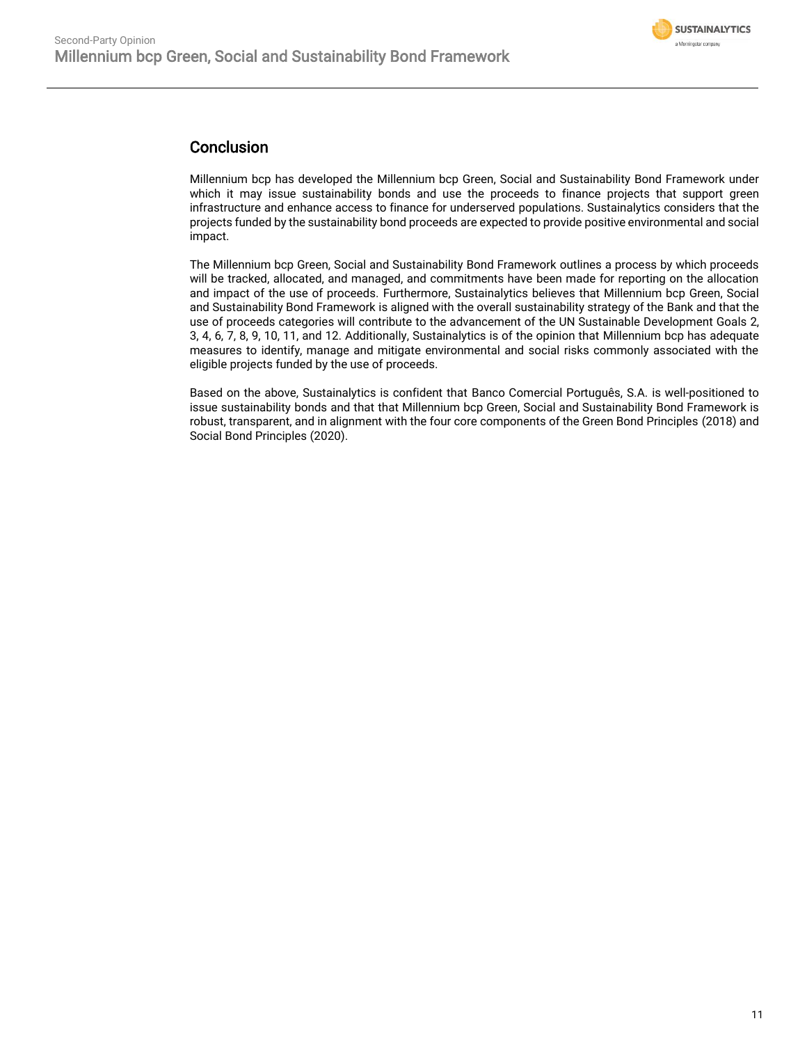## Conclusion

Millennium bcp has developed the Millennium bcp Green, Social and Sustainability Bond Framework under which it may issue sustainability bonds and use the proceeds to finance projects that support green infrastructure and enhance access to finance for underserved populations. Sustainalytics considers that the projects funded by the sustainability bond proceeds are expected to provide positive environmental and social impact.

The Millennium bcp Green, Social and Sustainability Bond Framework outlines a process by which proceeds will be tracked, allocated, and managed, and commitments have been made for reporting on the allocation and impact of the use of proceeds. Furthermore, Sustainalytics believes that Millennium bcp Green, Social and Sustainability Bond Framework is aligned with the overall sustainability strategy of the Bank and that the use of proceeds categories will contribute to the advancement of the UN Sustainable Development Goals 2, 3, 4, 6, 7, 8, 9, 10, 11, and 12. Additionally, Sustainalytics is of the opinion that Millennium bcp has adequate measures to identify, manage and mitigate environmental and social risks commonly associated with the eligible projects funded by the use of proceeds.

Based on the above, Sustainalytics is confident that Banco Comercial Português, S.A. is well-positioned to issue sustainability bonds and that that Millennium bcp Green, Social and Sustainability Bond Framework is robust, transparent, and in alignment with the four core components of the Green Bond Principles (2018) and Social Bond Principles (2020).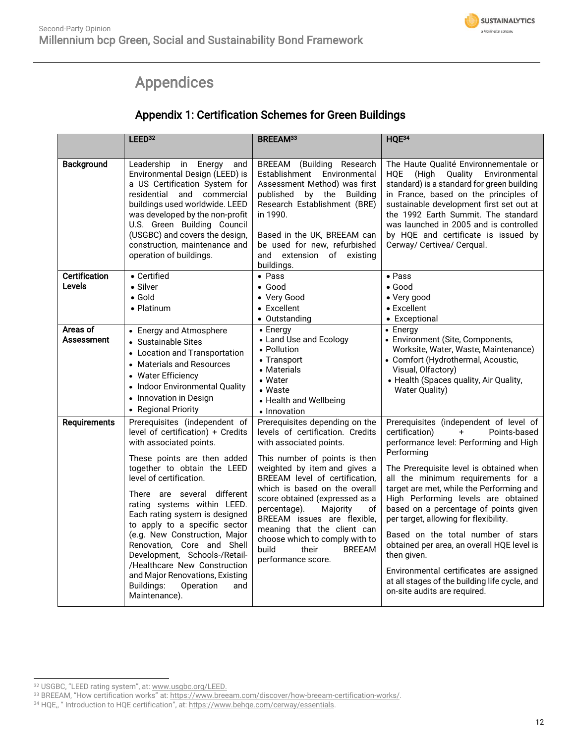# Appendices

## Appendix 1: Certification Schemes for Green Buildings

| | LEED[32] | BREEAM[33] | HQE[34] |
|---|---|---|---|
| **Background** | Leadership in Energy and Environmental Design (LEED) is a US Certification System for residential and commercial buildings used worldwide. LEED was developed by the non-profit U.S. Green Building Council (USGBC) and covers the design, construction, maintenance and operation of buildings. | BREEAM (Building Research Establishment Environmental Assessment Method) was first published by the Building Research Establishment (BRE) in 1990.<br><br>Based in the UK, BREEAM can be used for new, refurbished and extension of existing buildings. | The Haute Qualité Environnementale or HQE (High Quality Environmental standard) is a standard for green building in France, based on the principles of sustainable development first set out at the 1992 Earth Summit. The standard was launched in 2005 and is controlled by HQE and certificate is issued by Cerway/ Certivea/ Cerqual. |
| **Certification Levels** | • Certified<br>• Silver<br>• Gold<br>• Platinum | • Pass<br>• Good<br>• Very Good<br>• Excellent<br>• Outstanding | • Pass<br>• Good<br>• Very good<br>• Excellent<br>• Exceptional |
| **Areas of Assessment** | • Energy and Atmosphere<br>• Sustainable Sites<br>• Location and Transportation<br>• Materials and Resources<br>• Water Efficiency<br>• Indoor Environmental Quality<br>• Innovation in Design<br>• Regional Priority | • Energy<br>• Land Use and Ecology<br>• Pollution<br>• Transport<br>• Materials<br>• Water<br>• Waste<br>• Health and Wellbeing<br>• Innovation | • Energy<br>• Environment (Site, Components, Worksite, Water, Waste, Maintenance)<br>• Comfort (Hydrothermal, Acoustic, Visual, Olfactory)<br>• Health (Spaces quality, Air Quality, Water Quality) |
| **Requirements** | Prerequisites (independent of level of certification) + Credits with associated points.<br><br>These points are then added together to obtain the LEED level of certification.<br><br>There are several different rating systems within LEED. Each rating system is designed to apply to a specific sector (e.g. New Construction, Major Renovation, Core and Shell Development, Schools-/Retail-/Healthcare New Construction and Major Renovations, Existing Buildings: Operation and Maintenance). | Prerequisites depending on the levels of certification. Credits with associated points.<br><br>This number of points is then weighted by item and gives a BREEAM level of certification, which is based on the overall score obtained (expressed as a percentage). Majority of BREEAM issues are flexible, meaning that the client can choose which to comply with to build their BREEAM performance score. | Prerequisites (independent of level of certification) + Points-based performance level: Performing and High Performing<br><br>The Prerequisite level is obtained when all the minimum requirements for a target are met, while the Performing and High Performing levels are obtained based on a percentage of points given per target, allowing for flexibility.<br><br>Based on the total number of stars obtained per area, an overall HQE level is then given.<br><br>Environmental certificates are assigned at all stages of the building life cycle, and on-site audits are required. |

[32] USGBC, "LEED rating system", at: www.usgbc.org/LEED.
[33] BREEAM, "How certification works" at: https://www.breeam.com/discover/how-breeam-certification-works/.
[34] HQE,, " Introduction to HQE certification", at: https://www.behqe.com/cerway/essentials.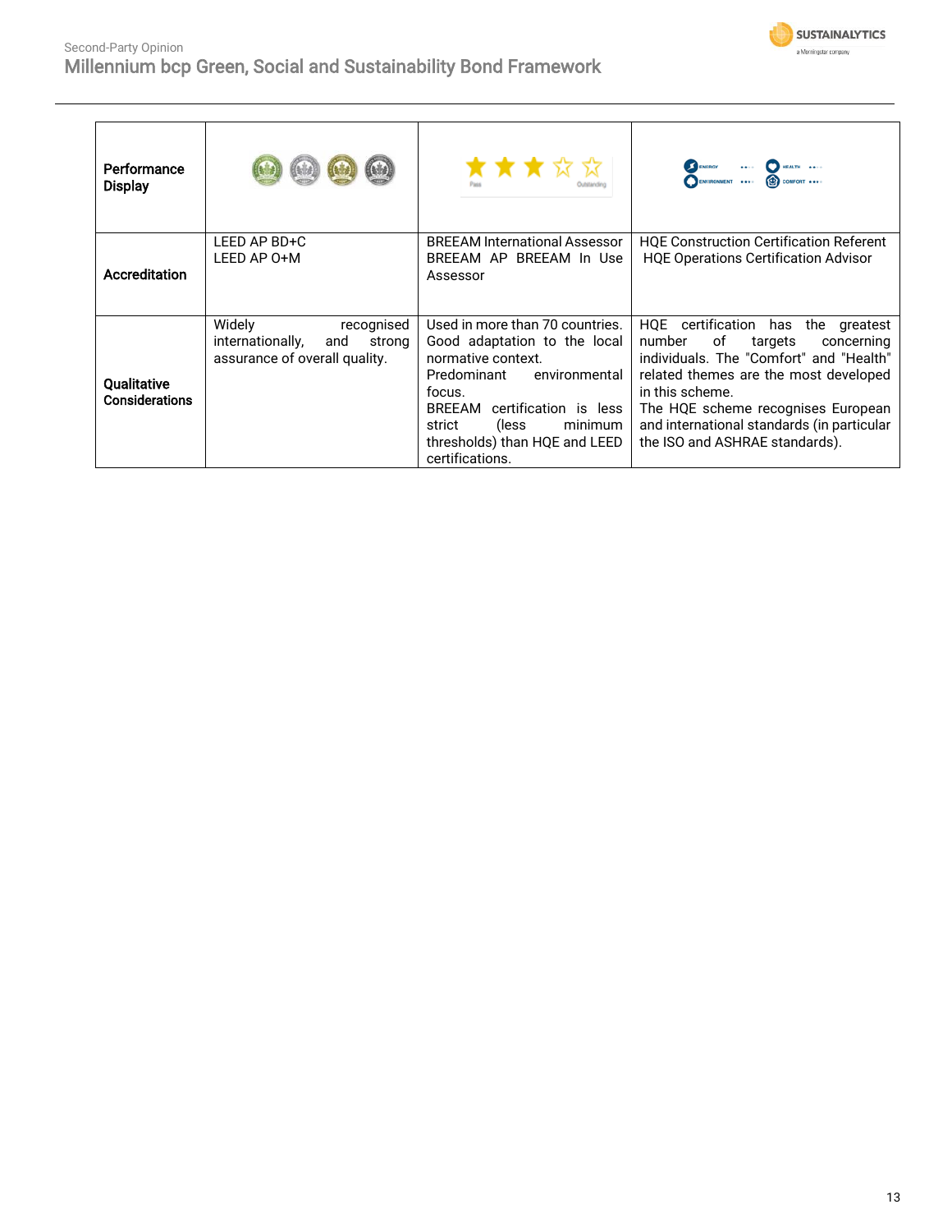| Performance Display | | | |
|---|---|---|---|
| Accreditation | LEED AP BD+C<br>LEED AP O+M | BREEAM International Assessor<br>BREEAM AP BREEAM In Use Assessor | HQE Construction Certification Referent<br>HQE Operations Certification Advisor |
| Qualitative Considerations | Widely recognised internationally, and strong assurance of overall quality. | Used in more than 70 countries.<br>Good adaptation to the local normative context.<br>Predominant environmental focus.<br>BREEAM certification is less strict (less minimum thresholds) than HQE and LEED certifications. | HQE certification has the greatest number of targets concerning individuals. The "Comfort" and "Health" related themes are the most developed in this scheme.<br>The HQE scheme recognises European and international standards (in particular the ISO and ASHRAE standards). |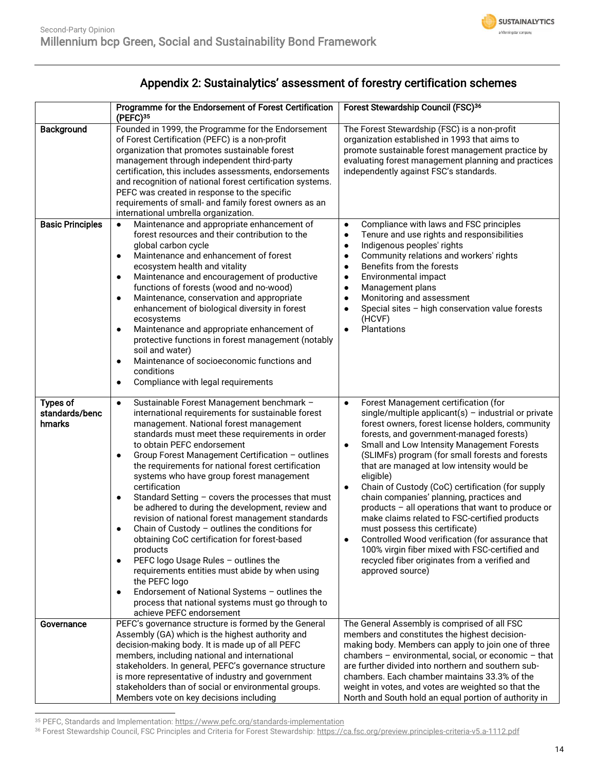## Appendix 2: Sustainalytics' assessment of forestry certification schemes

| | Programme for the Endorsement of Forest Certification (PEFC)[35] | Forest Stewardship Council (FSC)[36] |
|---|---|---|
| **Background** | Founded in 1999, the Programme for the Endorsement of Forest Certification (PEFC) is a non-profit organization that promotes sustainable forest management through independent third-party certification, this includes assessments, endorsements and recognition of national forest certification systems. PEFC was created in response to the specific requirements of small- and family forest owners as an international umbrella organization. | The Forest Stewardship (FSC) is a non-profit organization established in 1993 that aims to promote sustainable forest management practice by evaluating forest management planning and practices independently against FSC's standards. |
| **Basic Principles** | • Maintenance and appropriate enhancement of forest resources and their contribution to the global carbon cycle<br>• Maintenance and enhancement of forest ecosystem health and vitality<br>• Maintenance and encouragement of productive functions of forests (wood and no-wood)<br>• Maintenance, conservation and appropriate enhancement of biological diversity in forest ecosystems<br>• Maintenance and appropriate enhancement of protective functions in forest management (notably soil and water)<br>• Maintenance of socioeconomic functions and conditions<br>• Compliance with legal requirements | • Compliance with laws and FSC principles<br>• Tenure and use rights and responsibilities<br>• Indigenous peoples' rights<br>• Community relations and workers' rights<br>• Benefits from the forests<br>• Environmental impact<br>• Management plans<br>• Monitoring and assessment<br>• Special sites – high conservation value forests (HCVF)<br>• Plantations |
| **Types of standards/benchmarks** | • Sustainable Forest Management benchmark – international requirements for sustainable forest management. National forest management standards must meet these requirements in order to obtain PEFC endorsement<br>• Group Forest Management Certification – outlines the requirements for national forest certification systems who have group forest management certification<br>• Standard Setting – covers the processes that must be adhered to during the development, review and revision of national forest management standards<br>• Chain of Custody – outlines the conditions for obtaining CoC certification for forest-based products<br>• PEFC logo Usage Rules – outlines the requirements entities must abide by when using the PEFC logo<br>• Endorsement of National Systems – outlines the process that national systems must go through to achieve PEFC endorsement | • Forest Management certification (for single/multiple applicant(s) – industrial or private forest owners, forest license holders, community forests, and government-managed forests)<br>• Small and Low Intensity Management Forests (SLIMFs) program (for small forests and forests that are managed at low intensity would be eligible)<br>• Chain of Custody (CoC) certification (for supply chain companies' planning, practices and products – all operations that want to produce or make claims related to FSC-certified products must possess this certificate)<br>• Controlled Wood verification (for assurance that 100% virgin fiber mixed with FSC-certified and recycled fiber originates from a verified and approved source) |
| **Governance** | PEFC's governance structure is formed by the General Assembly (GA) which is the highest authority and decision-making body. It is made up of all PEFC members, including national and international stakeholders. In general, PEFC's governance structure is more representative of industry and government stakeholders than of social or environmental groups. Members vote on key decisions including | The General Assembly is comprised of all FSC members and constitutes the highest decision-making body. Members can apply to join one of three chambers – environmental, social, or economic – that are further divided into northern and southern sub-chambers. Each chamber maintains 33.3% of the weight in votes, and votes are weighted so that the North and South hold an equal portion of authority in |

[35] PEFC, Standards and Implementation: https://www.pefc.org/standards-implementation

[36] Forest Stewardship Council, FSC Principles and Criteria for Forest Stewardship: https://ca.fsc.org/preview.principles-criteria-v5.a-1112.pdf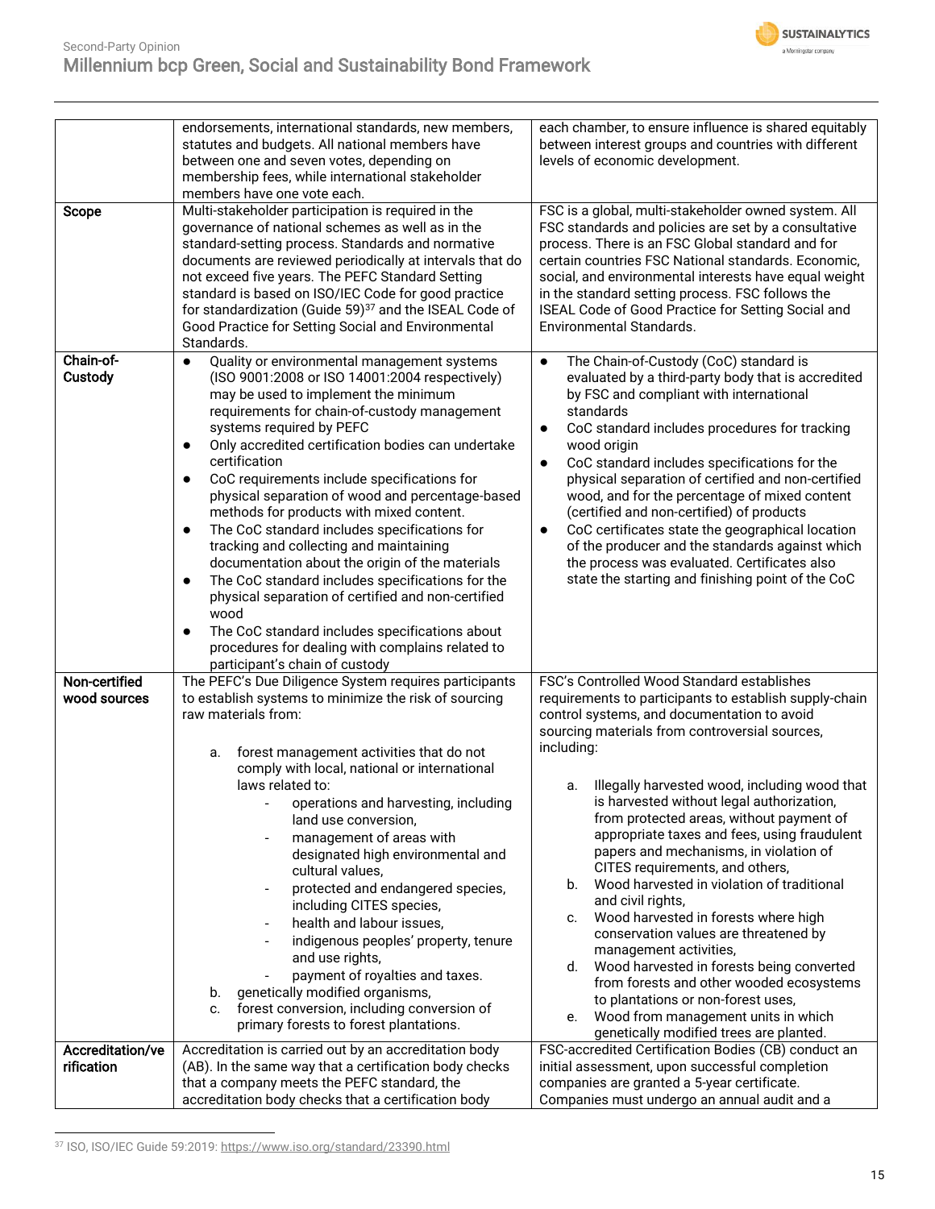| | | |
|---|---|---|
| | endorsements, international standards, new members, statutes and budgets. All national members have between one and seven votes, depending on membership fees, while international stakeholder members have one vote each. | each chamber, to ensure influence is shared equitably between interest groups and countries with different levels of economic development. |
| **Scope** | Multi-stakeholder participation is required in the governance of national schemes as well as in the standard-setting process. Standards and normative documents are reviewed periodically at intervals that do not exceed five years. The PEFC Standard Setting standard is based on ISO/IEC Code for good practice for standardization (Guide 59)[37] and the ISEAL Code of Good Practice for Setting Social and Environmental Standards. | FSC is a global, multi-stakeholder owned system. All FSC standards and policies are set by a consultative process. There is an FSC Global standard and for certain countries FSC National standards. Economic, social, and environmental interests have equal weight in the standard setting process. FSC follows the ISEAL Code of Good Practice for Setting Social and Environmental Standards. |
| **Chain-of-Custody** | • Quality or environmental management systems (ISO 9001:2008 or ISO 14001:2004 respectively) may be used to implement the minimum requirements for chain-of-custody management systems required by PEFC<br>• Only accredited certification bodies can undertake certification<br>• CoC requirements include specifications for physical separation of wood and percentage-based methods for products with mixed content.<br>• The CoC standard includes specifications for tracking and collecting and maintaining documentation about the origin of the materials<br>• The CoC standard includes specifications for the physical separation of certified and non-certified wood<br>• The CoC standard includes specifications about procedures for dealing with complains related to participant's chain of custody | • The Chain-of-Custody (CoC) standard is evaluated by a third-party body that is accredited by FSC and compliant with international standards<br>• CoC standard includes procedures for tracking wood origin<br>• CoC standard includes specifications for the physical separation of certified and non-certified wood, and for the percentage of mixed content (certified and non-certified) of products<br>• CoC certificates state the geographical location of the producer and the standards against which the process was evaluated. Certificates also state the starting and finishing point of the CoC |
| **Non-certified wood sources** | The PEFC's Due Diligence System requires participants to establish systems to minimize the risk of sourcing raw materials from:<br><br>a. forest management activities that do not comply with local, national or international laws related to:<br>- operations and harvesting, including land use conversion,<br>- management of areas with designated high environmental and cultural values,<br>- protected and endangered species, including CITES species,<br>- health and labour issues,<br>- indigenous peoples' property, tenure and use rights,<br>- payment of royalties and taxes.<br>b. genetically modified organisms,<br>c. forest conversion, including conversion of primary forests to forest plantations. | FSC's Controlled Wood Standard establishes requirements to participants to establish supply-chain control systems, and documentation to avoid sourcing materials from controversial sources, including:<br><br>a. Illegally harvested wood, including wood that is harvested without legal authorization, from protected areas, without payment of appropriate taxes and fees, using fraudulent papers and mechanisms, in violation of CITES requirements, and others,<br>b. Wood harvested in violation of traditional and civil rights,<br>c. Wood harvested in forests where high conservation values are threatened by management activities,<br>d. Wood harvested in forests being converted from forests and other wooded ecosystems to plantations or non-forest uses,<br>e. Wood from management units in which genetically modified trees are planted. |
| **Accreditation/verification** | Accreditation is carried out by an accreditation body (AB). In the same way that a certification body checks that a company meets the PEFC standard, the accreditation body checks that a certification body | FSC-accredited Certification Bodies (CB) conduct an initial assessment, upon successful completion companies are granted a 5-year certificate. Companies must undergo an annual audit and a |

[37] ISO, ISO/IEC Guide 59:2019: https://www.iso.org/standard/23390.html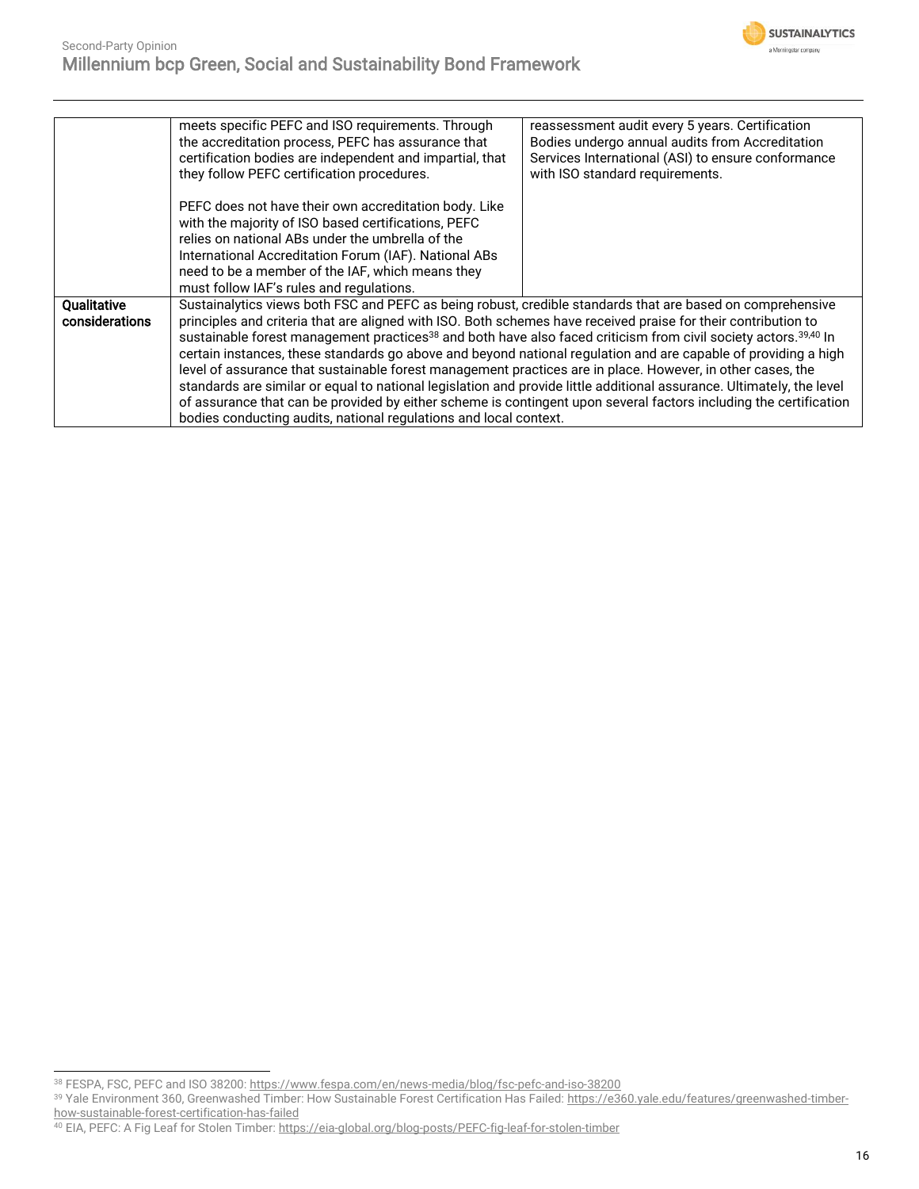| | | |
|---|---|---|
| | meets specific PEFC and ISO requirements. Through the accreditation process, PEFC has assurance that certification bodies are independent and impartial, that they follow PEFC certification procedures.<br><br>PEFC does not have their own accreditation body. Like with the majority of ISO based certifications, PEFC relies on national ABs under the umbrella of the International Accreditation Forum (IAF). National ABs need to be a member of the IAF, which means they must follow IAF's rules and regulations. | reassessment audit every 5 years. Certification Bodies undergo annual audits from Accreditation Services International (ASI) to ensure conformance with ISO standard requirements. |
| **Qualitative considerations** | Sustainalytics views both FSC and PEFC as being robust, credible standards that are based on comprehensive principles and criteria that are aligned with ISO. Both schemes have received praise for their contribution to sustainable forest management practices[38] and both have also faced criticism from civil society actors.[39,40] In certain instances, these standards go above and beyond national regulation and are capable of providing a high level of assurance that sustainable forest management practices are in place. However, in other cases, the standards are similar or equal to national legislation and provide little additional assurance. Ultimately, the level of assurance that can be provided by either scheme is contingent upon several factors including the certification bodies conducting audits, national regulations and local context. | |

[38] FESPA, FSC, PEFC and ISO 38200: https://www.fespa.com/en/news-media/blog/fsc-pefc-and-iso-38200

[39] Yale Environment 360, Greenwashed Timber: How Sustainable Forest Certification Has Failed: https://e360.yale.edu/features/greenwashed-timber-how-sustainable-forest-certification-has-failed

[40] EIA, PEFC: A Fig Leaf for Stolen Timber: https://eia-global.org/blog-posts/PEFC-fig-leaf-for-stolen-timber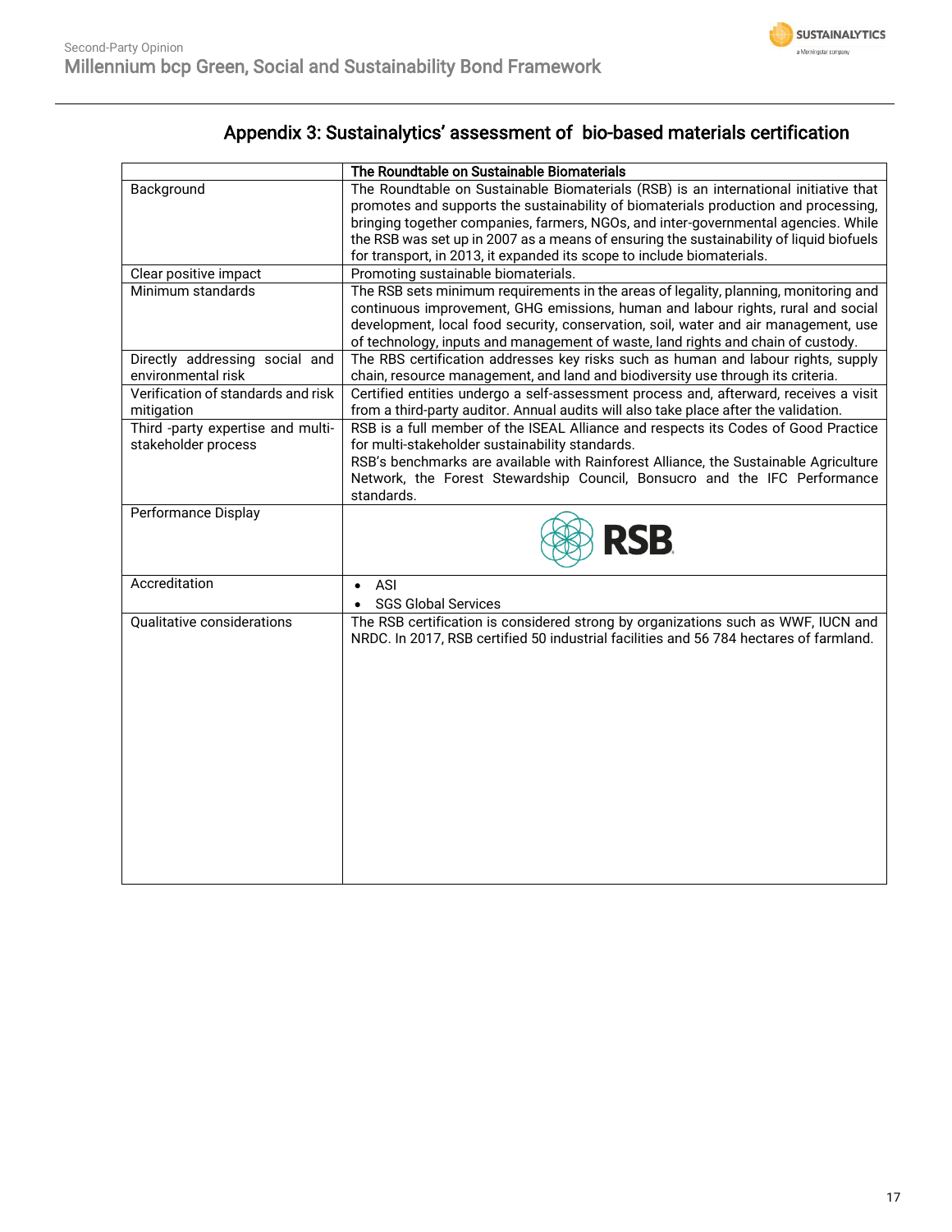## Appendix 3: Sustainalytics' assessment of bio-based materials certification

| | The Roundtable on Sustainable Biomaterials |
|---|---|
| Background | The Roundtable on Sustainable Biomaterials (RSB) is an international initiative that promotes and supports the sustainability of biomaterials production and processing, bringing together companies, farmers, NGOs, and inter-governmental agencies. While the RSB was set up in 2007 as a means of ensuring the sustainability of liquid biofuels for transport, in 2013, it expanded its scope to include biomaterials. |
| Clear positive impact | Promoting sustainable biomaterials. |
| Minimum standards | The RSB sets minimum requirements in the areas of legality, planning, monitoring and continuous improvement, GHG emissions, human and labour rights, rural and social development, local food security, conservation, soil, water and air management, use of technology, inputs and management of waste, land rights and chain of custody. |
| Directly addressing social and environmental risk | The RBS certification addresses key risks such as human and labour rights, supply chain, resource management, and land and biodiversity use through its criteria. |
| Verification of standards and risk mitigation | Certified entities undergo a self-assessment process and, afterward, receives a visit from a third-party auditor. Annual audits will also take place after the validation. |
| Third -party expertise and multi-stakeholder process | RSB is a full member of the ISEAL Alliance and respects its Codes of Good Practice for multi-stakeholder sustainability standards.<br>RSB's benchmarks are available with Rainforest Alliance, the Sustainable Agriculture Network, the Forest Stewardship Council, Bonsucro and the IFC Performance standards. |
| Performance Display | RSB |
| Accreditation | • ASI<br>• SGS Global Services |
| Qualitative considerations | The RSB certification is considered strong by organizations such as WWF, IUCN and NRDC. In 2017, RSB certified 50 industrial facilities and 56 784 hectares of farmland. |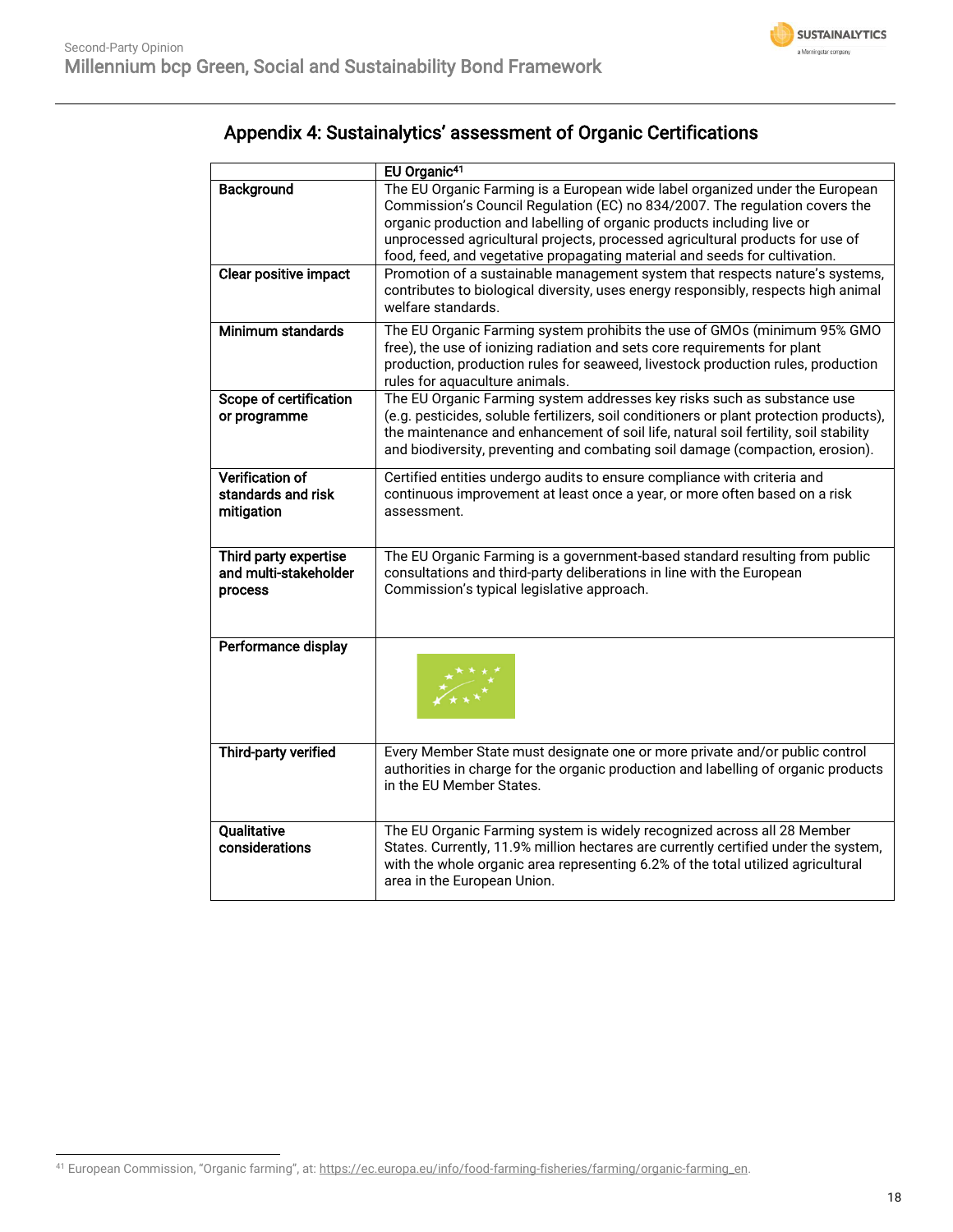## Appendix 4: Sustainalytics' assessment of Organic Certifications

| | EU Organic[41] |
|---|---|
| **Background** | The EU Organic Farming is a European wide label organized under the European Commission's Council Regulation (EC) no 834/2007. The regulation covers the organic production and labelling of organic products including live or unprocessed agricultural projects, processed agricultural products for use of food, feed, and vegetative propagating material and seeds for cultivation. |
| **Clear positive impact** | Promotion of a sustainable management system that respects nature's systems, contributes to biological diversity, uses energy responsibly, respects high animal welfare standards. |
| **Minimum standards** | The EU Organic Farming system prohibits the use of GMOs (minimum 95% GMO free), the use of ionizing radiation and sets core requirements for plant production, production rules for seaweed, livestock production rules, production rules for aquaculture animals. |
| **Scope of certification or programme** | The EU Organic Farming system addresses key risks such as substance use (e.g. pesticides, soluble fertilizers, soil conditioners or plant protection products), the maintenance and enhancement of soil life, natural soil fertility, soil stability and biodiversity, preventing and combating soil damage (compaction, erosion). |
| **Verification of standards and risk mitigation** | Certified entities undergo audits to ensure compliance with criteria and continuous improvement at least once a year, or more often based on a risk assessment. |
| **Third party expertise and multi-stakeholder process** | The EU Organic Farming is a government-based standard resulting from public consultations and third-party deliberations in line with the European Commission's typical legislative approach. |
| **Performance display** | |
| **Third-party verified** | Every Member State must designate one or more private and/or public control authorities in charge for the organic production and labelling of organic products in the EU Member States. |
| **Qualitative considerations** | The EU Organic Farming system is widely recognized across all 28 Member States. Currently, 11.9% million hectares are currently certified under the system, with the whole organic area representing 6.2% of the total utilized agricultural area in the European Union. |

[41] European Commission, "Organic farming", at: https://ec.europa.eu/info/food-farming-fisheries/farming/organic-farming_en.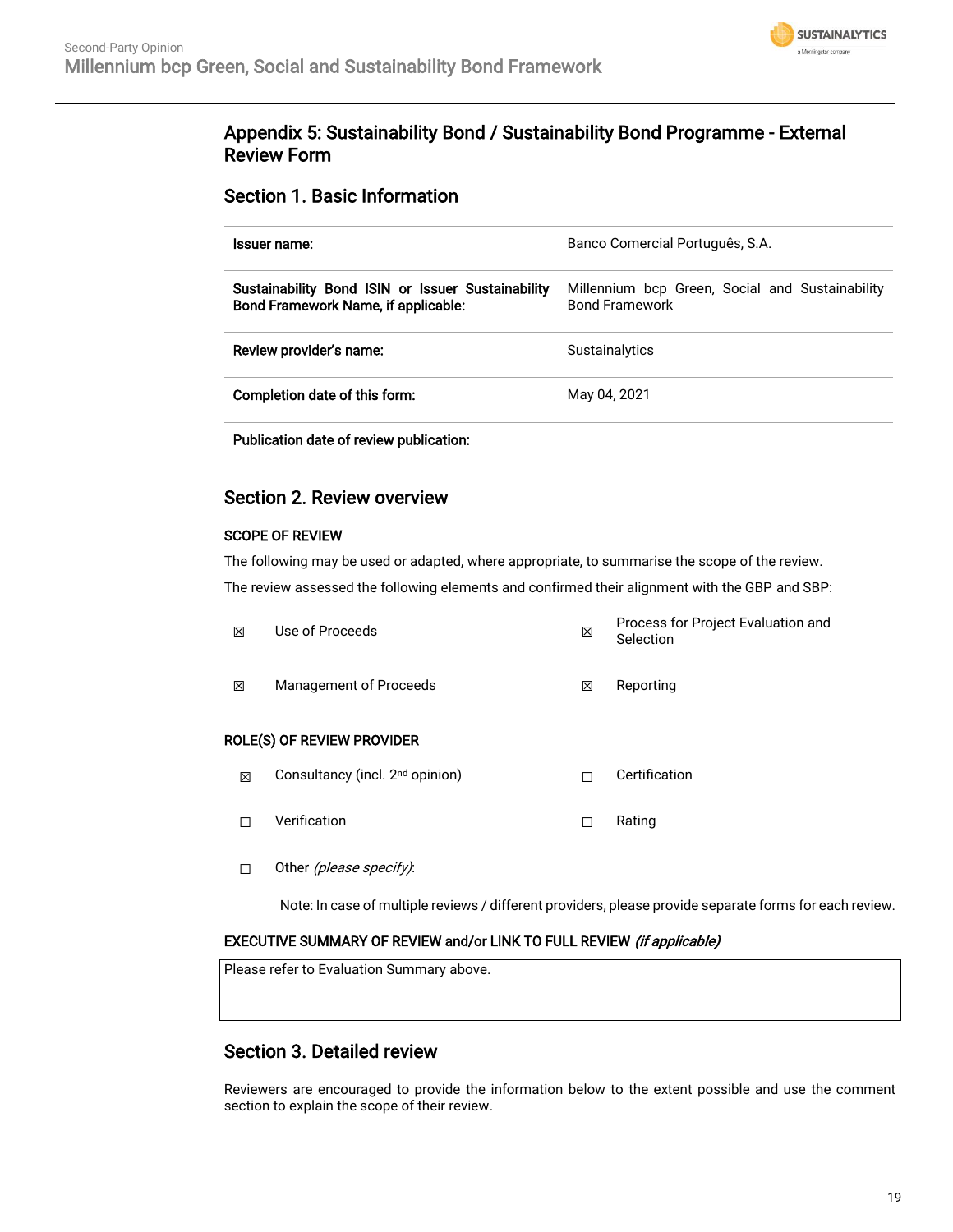## Appendix 5: Sustainability Bond / Sustainability Bond Programme - External Review Form

### Section 1. Basic Information

| | |
|---|---|
| **Issuer name:** | Banco Comercial Português, S.A. |
| **Sustainability Bond ISIN or Issuer Sustainability Bond Framework Name, if applicable:** | Millennium bcp Green, Social and Sustainability Bond Framework |
| **Review provider's name:** | Sustainalytics |
| **Completion date of this form:** | May 04, 2021 |
| **Publication date of review publication:** | |

### Section 2. Review overview

**SCOPE OF REVIEW**

The following may be used or adapted, where appropriate, to summarise the scope of the review.

The review assessed the following elements and confirmed their alignment with the GBP and SBP:

| | | | |
|---|---|---|---|
| ☒ | Use of Proceeds | ☒ | Process for Project Evaluation and Selection |
| ☒ | Management of Proceeds | ☒ | Reporting |

**ROLE(S) OF REVIEW PROVIDER**

| | | | |
|---|---|---|---|
| ☒ | Consultancy (incl. 2nd opinion) | ☐ | Certification |
| ☐ | Verification | ☐ | Rating |
| ☐ | Other *(please specify)*: | | |

Note: In case of multiple reviews / different providers, please provide separate forms for each review.

**EXECUTIVE SUMMARY OF REVIEW and/or LINK TO FULL REVIEW** ***(if applicable)***

Please refer to Evaluation Summary above.

### Section 3. Detailed review

Reviewers are encouraged to provide the information below to the extent possible and use the comment section to explain the scope of their review.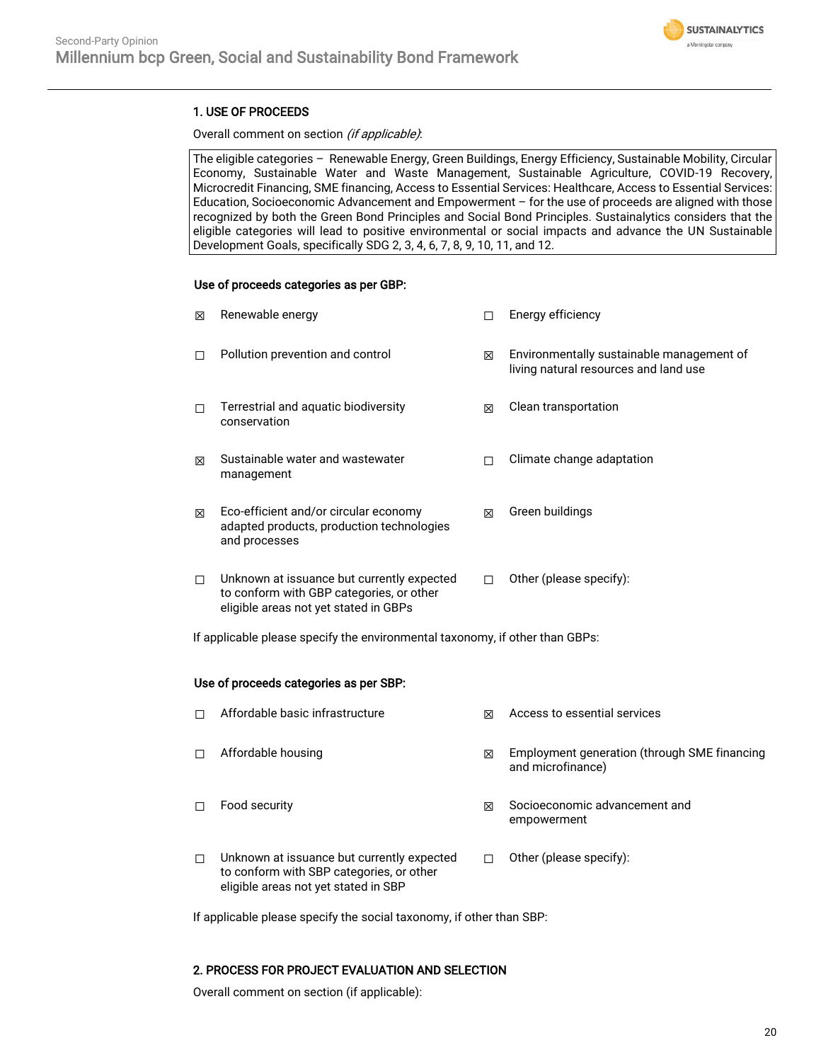## 1. USE OF PROCEEDS

Overall comment on section *(if applicable)*:

The eligible categories – Renewable Energy, Green Buildings, Energy Efficiency, Sustainable Mobility, Circular Economy, Sustainable Water and Waste Management, Sustainable Agriculture, COVID-19 Recovery, Microcredit Financing, SME financing, Access to Essential Services: Healthcare, Access to Essential Services: Education, Socioeconomic Advancement and Empowerment – for the use of proceeds are aligned with those recognized by both the Green Bond Principles and Social Bond Principles. Sustainalytics considers that the eligible categories will lead to positive environmental or social impacts and advance the UN Sustainable Development Goals, specifically SDG 2, 3, 4, 6, 7, 8, 9, 10, 11, and 12.

**Use of proceeds categories as per GBP:**

| | | | |
|---|---|---|---|
| ☒ | Renewable energy | ☐ | Energy efficiency |
| ☐ | Pollution prevention and control | ☒ | Environmentally sustainable management of living natural resources and land use |
| ☐ | Terrestrial and aquatic biodiversity conservation | ☒ | Clean transportation |
| ☒ | Sustainable water and wastewater management | ☐ | Climate change adaptation |
| ☒ | Eco-efficient and/or circular economy adapted products, production technologies and processes | ☒ | Green buildings |
| ☐ | Unknown at issuance but currently expected to conform with GBP categories, or other eligible areas not yet stated in GBPs | ☐ | Other (please specify): |

If applicable please specify the environmental taxonomy, if other than GBPs:

**Use of proceeds categories as per SBP:**

| | | | |
|---|---|---|---|
| ☐ | Affordable basic infrastructure | ☒ | Access to essential services |
| ☐ | Affordable housing | ☒ | Employment generation (through SME financing and microfinance) |
| ☐ | Food security | ☒ | Socioeconomic advancement and empowerment |
| ☐ | Unknown at issuance but currently expected to conform with SBP categories, or other eligible areas not yet stated in SBP | ☐ | Other (please specify): |

If applicable please specify the social taxonomy, if other than SBP:

## 2. PROCESS FOR PROJECT EVALUATION AND SELECTION

Overall comment on section (if applicable):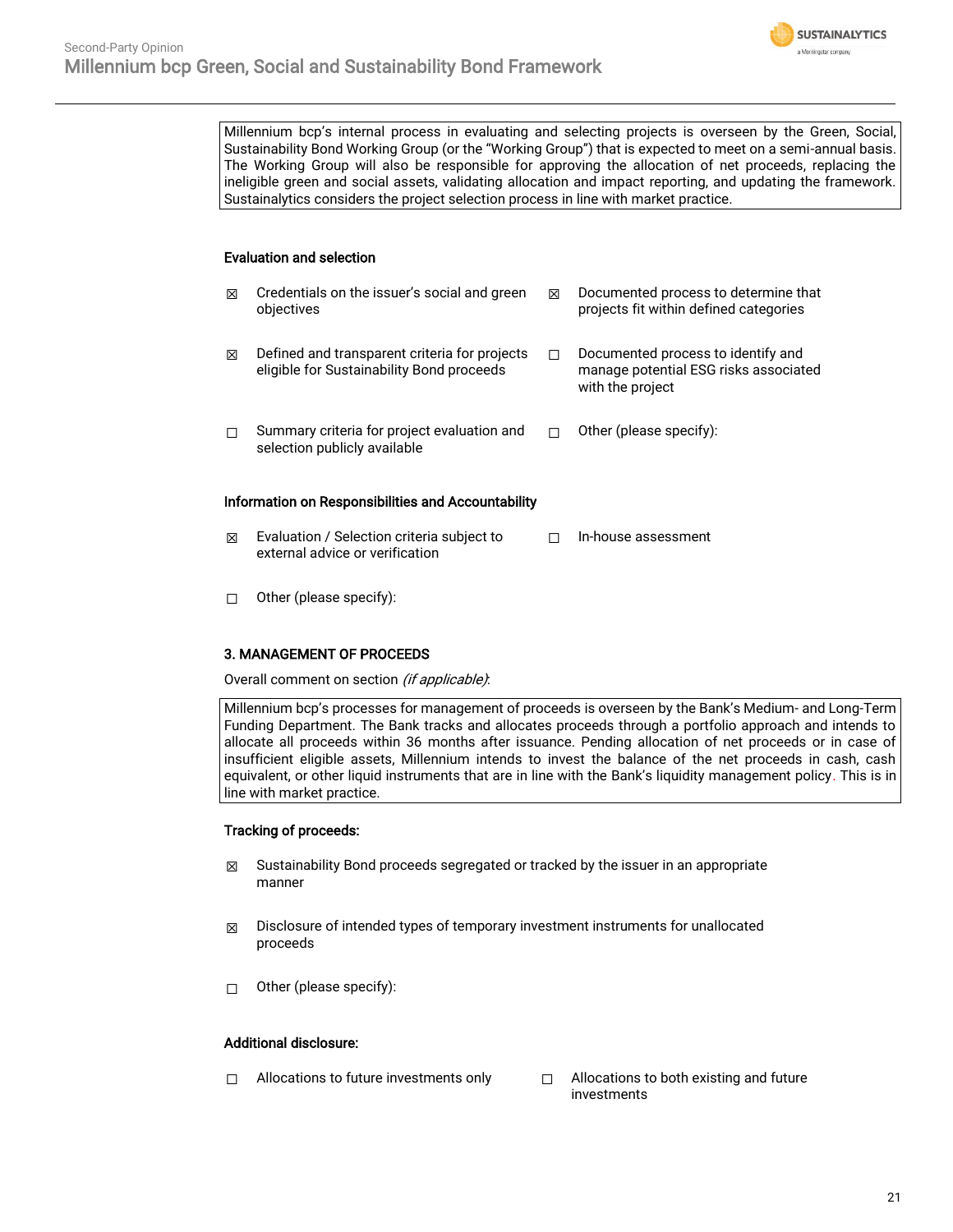Millennium bcp's internal process in evaluating and selecting projects is overseen by the Green, Social, Sustainability Bond Working Group (or the "Working Group") that is expected to meet on a semi-annual basis. The Working Group will also be responsible for approving the allocation of net proceeds, replacing the ineligible green and social assets, validating allocation and impact reporting, and updating the framework. Sustainalytics considers the project selection process in line with market practice.

**Evaluation and selection**

- ☒ Credentials on the issuer's social and green objectives
- ☒ Documented process to determine that projects fit within defined categories
- ☒ Defined and transparent criteria for projects eligible for Sustainability Bond proceeds
- ☐ Documented process to identify and manage potential ESG risks associated with the project
- ☐ Summary criteria for project evaluation and selection publicly available
- ☐ Other (please specify):

**Information on Responsibilities and Accountability**

- ☒ Evaluation / Selection criteria subject to external advice or verification
- ☐ In-house assessment
- ☐ Other (please specify):

**3. MANAGEMENT OF PROCEEDS**

Overall comment on section *(if applicable)*:

Millennium bcp's processes for management of proceeds is overseen by the Bank's Medium- and Long-Term Funding Department. The Bank tracks and allocates proceeds through a portfolio approach and intends to allocate all proceeds within 36 months after issuance. Pending allocation of net proceeds or in case of insufficient eligible assets, Millennium intends to invest the balance of the net proceeds in cash, cash equivalent, or other liquid instruments that are in line with the Bank's liquidity management policy. This is in line with market practice.

**Tracking of proceeds:**

- ☒ Sustainability Bond proceeds segregated or tracked by the issuer in an appropriate manner
- ☒ Disclosure of intended types of temporary investment instruments for unallocated proceeds
- ☐ Other (please specify):

**Additional disclosure:**

- ☐ Allocations to future investments only
- ☐ Allocations to both existing and future investments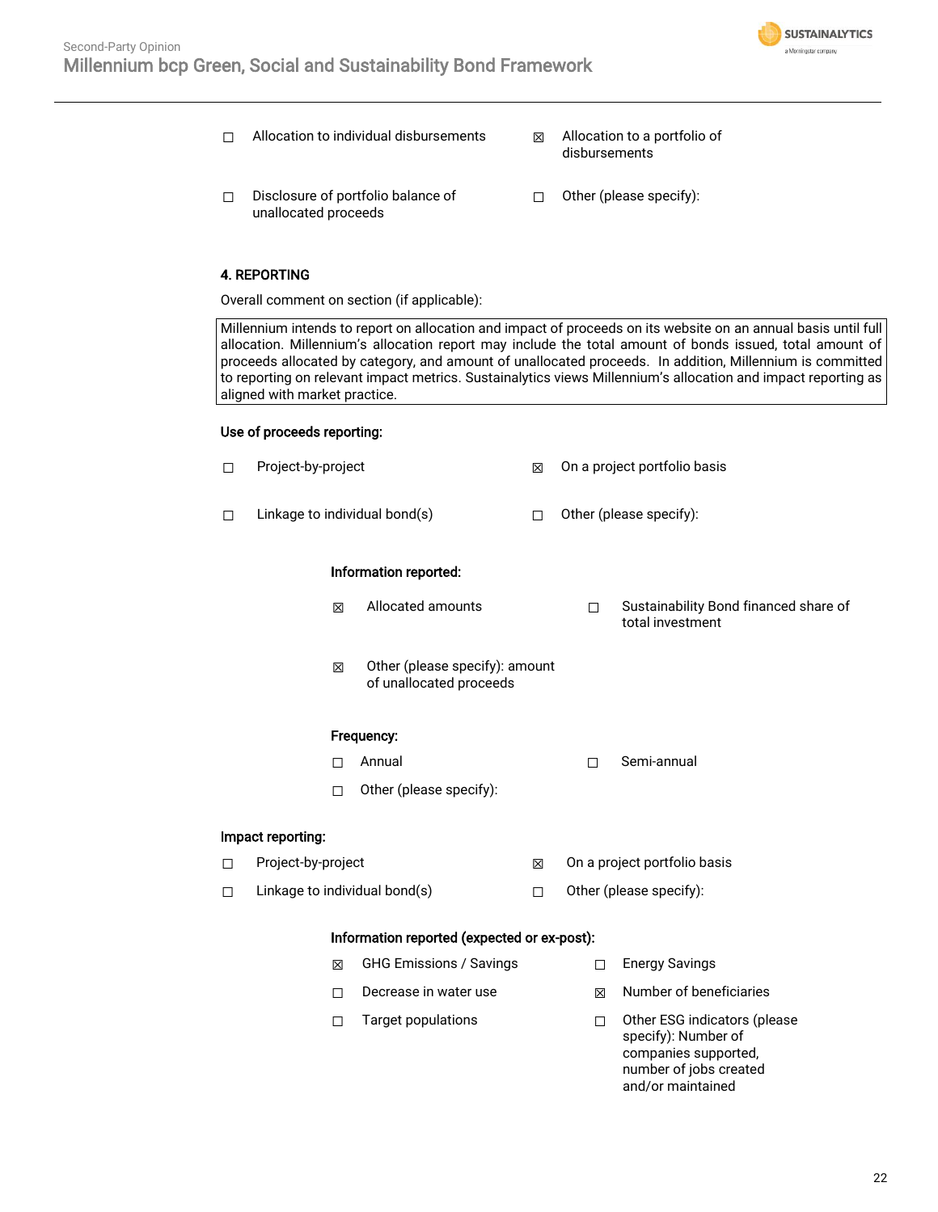☐ Allocation to individual disbursements

☒ Allocation to a portfolio of disbursements

☐ Disclosure of portfolio balance of unallocated proceeds

☐ Other (please specify):

**4. REPORTING**

Overall comment on section (if applicable):

| Millennium intends to report on allocation and impact of proceeds on its website on an annual basis until full allocation. Millennium's allocation report may include the total amount of bonds issued, total amount of proceeds allocated by category, and amount of unallocated proceeds. In addition, Millennium is committed to reporting on relevant impact metrics. Sustainalytics views Millennium's allocation and impact reporting as aligned with market practice. |
|---|

**Use of proceeds reporting:**

☐ Project-by-project

☒ On a project portfolio basis

☐ Linkage to individual bond(s)

☐ Other (please specify):

**Information reported:**

☒ Allocated amounts

☐ Sustainability Bond financed share of total investment

☒ Other (please specify): amount of unallocated proceeds

**Frequency:**

☐ Annual

☐ Semi-annual

☐ Other (please specify):

**Impact reporting:**

☐ Project-by-project

☒ On a project portfolio basis

☐ Linkage to individual bond(s)

☐ Other (please specify):

**Information reported (expected or ex-post):**

☒ GHG Emissions / Savings

☐ Energy Savings

☐ Decrease in water use

☒ Number of beneficiaries

☐ Target populations

☐ Other ESG indicators (please specify): Number of companies supported, number of jobs created and/or maintained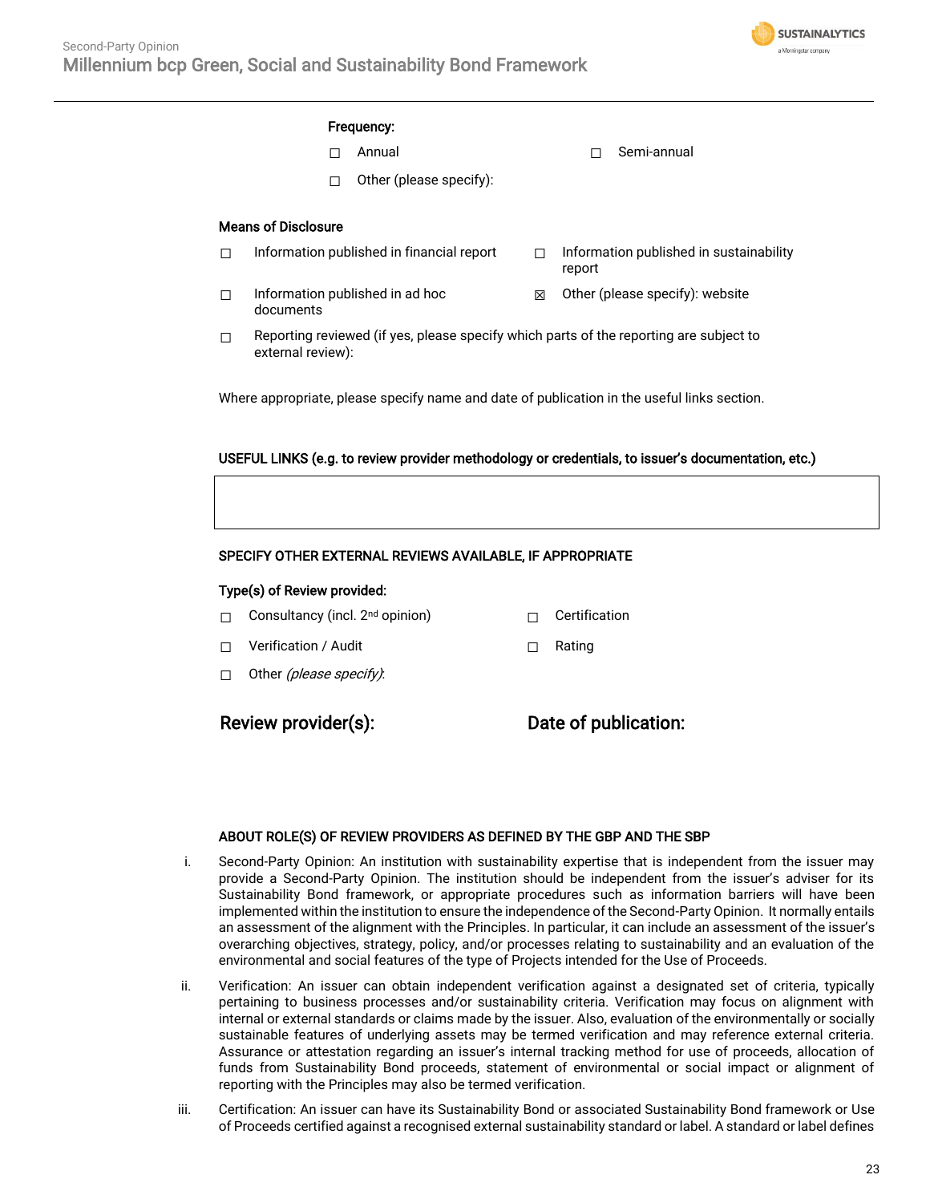**Frequency:**

☐ Annual ☐ Semi-annual

☐ Other (please specify):

**Means of Disclosure**

☐ Information published in financial report

☐ Information published in sustainability report

☐ Information published in ad hoc documents

☒ Other (please specify): website

☐ Reporting reviewed (if yes, please specify which parts of the reporting are subject to external review):

Where appropriate, please specify name and date of publication in the useful links section.

**USEFUL LINKS (e.g. to review provider methodology or credentials, to issuer's documentation, etc.)**

| |
|---|
| |

**SPECIFY OTHER EXTERNAL REVIEWS AVAILABLE, IF APPROPRIATE**

**Type(s) of Review provided:**

☐ Consultancy (incl. 2nd opinion)

☐ Certification

☐ Verification / Audit

☐ Rating

☐ Other *(please specify)*:

## Review provider(s):

## Date of publication:

**ABOUT ROLE(S) OF REVIEW PROVIDERS AS DEFINED BY THE GBP AND THE SBP**

i. Second-Party Opinion: An institution with sustainability expertise that is independent from the issuer may provide a Second-Party Opinion. The institution should be independent from the issuer's adviser for its Sustainability Bond framework, or appropriate procedures such as information barriers will have been implemented within the institution to ensure the independence of the Second-Party Opinion. It normally entails an assessment of the alignment with the Principles. In particular, it can include an assessment of the issuer's overarching objectives, strategy, policy, and/or processes relating to sustainability and an evaluation of the environmental and social features of the type of Projects intended for the Use of Proceeds.

ii. Verification: An issuer can obtain independent verification against a designated set of criteria, typically pertaining to business processes and/or sustainability criteria. Verification may focus on alignment with internal or external standards or claims made by the issuer. Also, evaluation of the environmentally or socially sustainable features of underlying assets may be termed verification and may reference external criteria. Assurance or attestation regarding an issuer's internal tracking method for use of proceeds, allocation of funds from Sustainability Bond proceeds, statement of environmental or social impact or alignment of reporting with the Principles may also be termed verification.

iii. Certification: An issuer can have its Sustainability Bond or associated Sustainability Bond framework or Use of Proceeds certified against a recognised external sustainability standard or label. A standard or label defines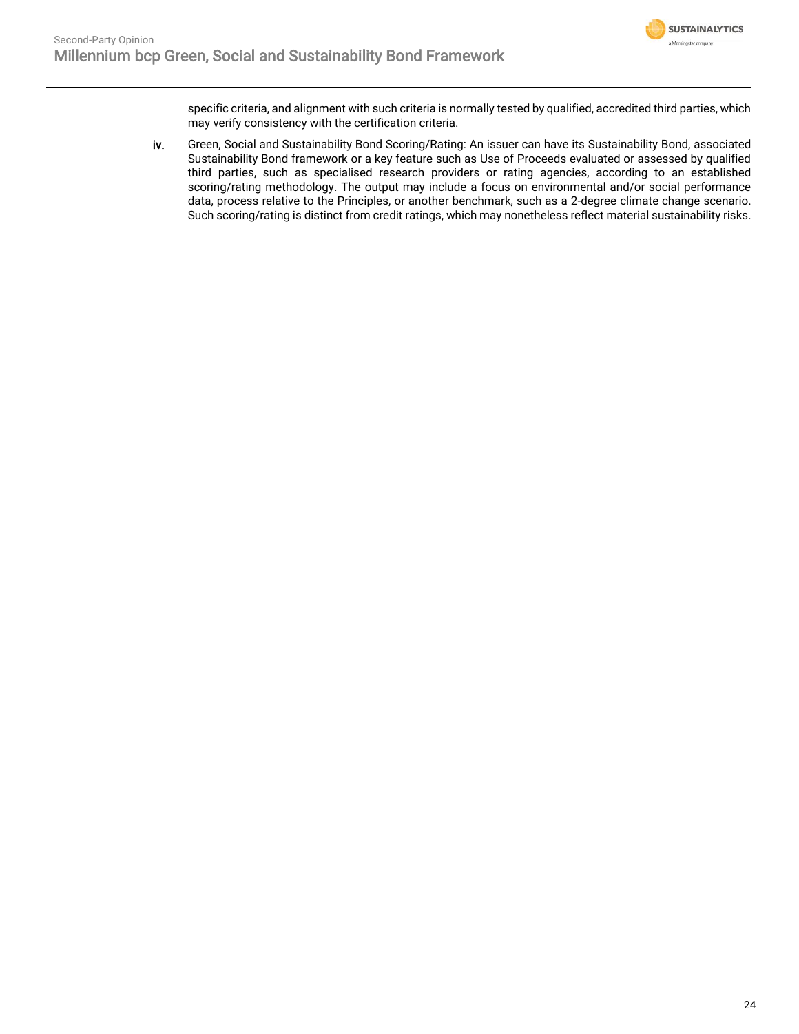specific criteria, and alignment with such criteria is normally tested by qualified, accredited third parties, which may verify consistency with the certification criteria.

iv. Green, Social and Sustainability Bond Scoring/Rating: An issuer can have its Sustainability Bond, associated Sustainability Bond framework or a key feature such as Use of Proceeds evaluated or assessed by qualified third parties, such as specialised research providers or rating agencies, according to an established scoring/rating methodology. The output may include a focus on environmental and/or social performance data, process relative to the Principles, or another benchmark, such as a 2-degree climate change scenario. Such scoring/rating is distinct from credit ratings, which may nonetheless reflect material sustainability risks.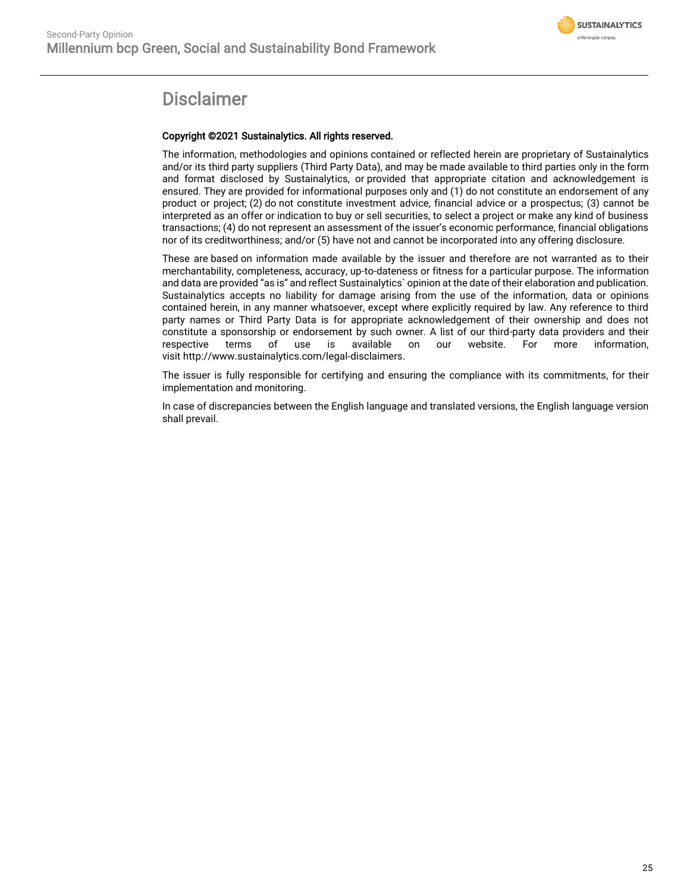# Disclaimer

**Copyright ©2021 Sustainalytics. All rights reserved.**

The information, methodologies and opinions contained or reflected herein are proprietary of Sustainalytics and/or its third party suppliers (Third Party Data), and may be made available to third parties only in the form and format disclosed by Sustainalytics, or provided that appropriate citation and acknowledgement is ensured. They are provided for informational purposes only and (1) do not constitute an endorsement of any product or project; (2) do not constitute investment advice, financial advice or a prospectus; (3) cannot be interpreted as an offer or indication to buy or sell securities, to select a project or make any kind of business transactions; (4) do not represent an assessment of the issuer's economic performance, financial obligations nor of its creditworthiness; and/or (5) have not and cannot be incorporated into any offering disclosure.

These are based on information made available by the issuer and therefore are not warranted as to their merchantability, completeness, accuracy, up-to-dateness or fitness for a particular purpose. The information and data are provided "as is" and reflect Sustainalytics` opinion at the date of their elaboration and publication. Sustainalytics accepts no liability for damage arising from the use of the information, data or opinions contained herein, in any manner whatsoever, except where explicitly required by law. Any reference to third party names or Third Party Data is for appropriate acknowledgement of their ownership and does not constitute a sponsorship or endorsement by such owner. A list of our third-party data providers and their respective terms of use is available on our website. For more information, visit http://www.sustainalytics.com/legal-disclaimers.

The issuer is fully responsible for certifying and ensuring the compliance with its commitments, for their implementation and monitoring.

In case of discrepancies between the English language and translated versions, the English language version shall prevail.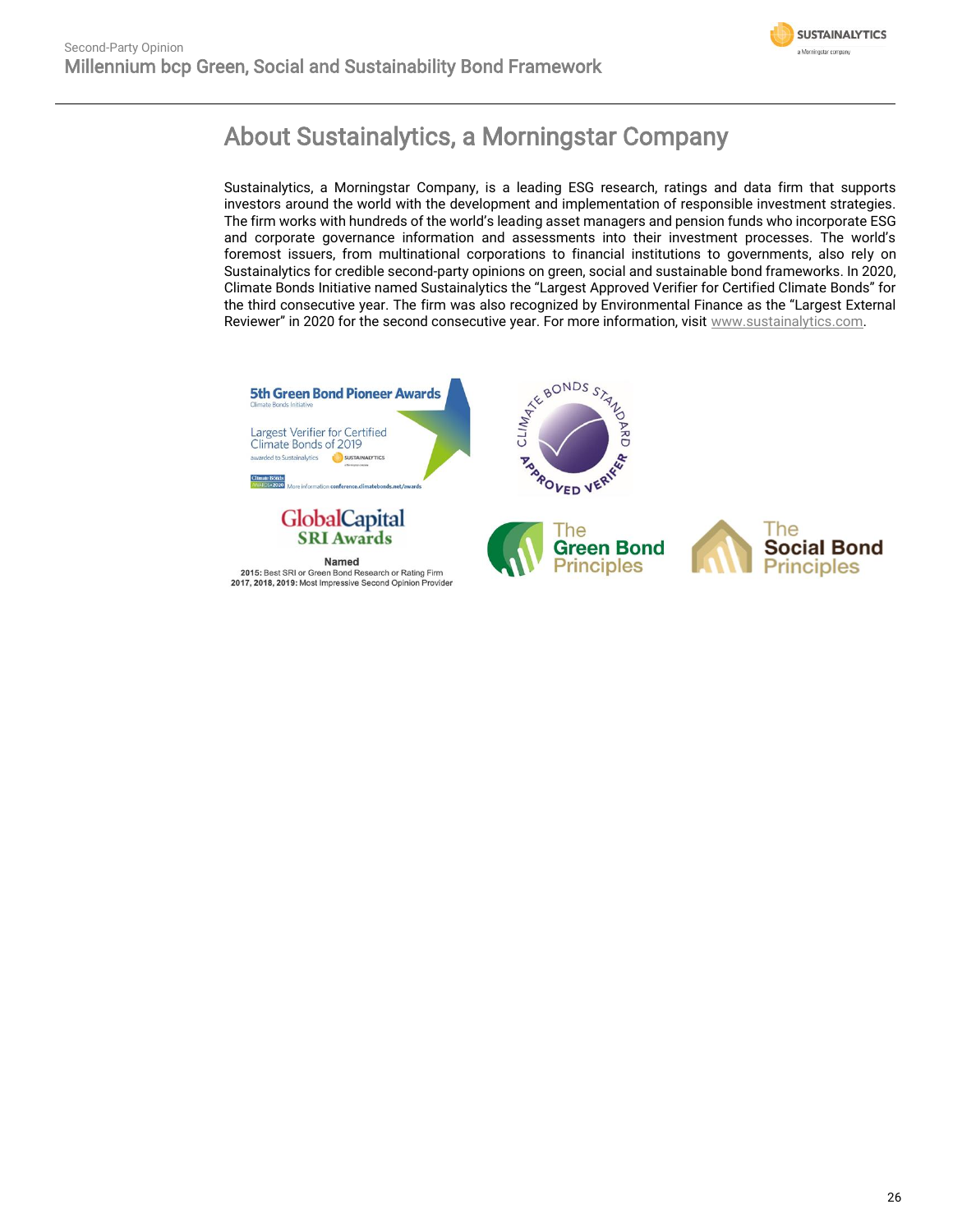# About Sustainalytics, a Morningstar Company

Sustainalytics, a Morningstar Company, is a leading ESG research, ratings and data firm that supports investors around the world with the development and implementation of responsible investment strategies. The firm works with hundreds of the world's leading asset managers and pension funds who incorporate ESG and corporate governance information and assessments into their investment processes. The world's foremost issuers, from multinational corporations to financial institutions to governments, also rely on Sustainalytics for credible second-party opinions on green, social and sustainable bond frameworks. In 2020, Climate Bonds Initiative named Sustainalytics the "Largest Approved Verifier for Certified Climate Bonds" for the third consecutive year. The firm was also recognized by Environmental Finance as the "Largest External Reviewer" in 2020 for the second consecutive year. For more information, visit www.sustainalytics.com.

5th Green Bond Pioneer Awards
Climate Bonds Initiative
Largest Verifier for Certified Climate Bonds of 2019
awarded to Sustainalytics

Climate Bonds Standard Approved Verifier

GlobalCapital SRI Awards
Named
**2015:** Best SRI or Green Bond Research or Rating Firm
**2017, 2018, 2019:** Most Impressive Second Opinion Provider

The Green Bond Principles

The Social Bond Principles